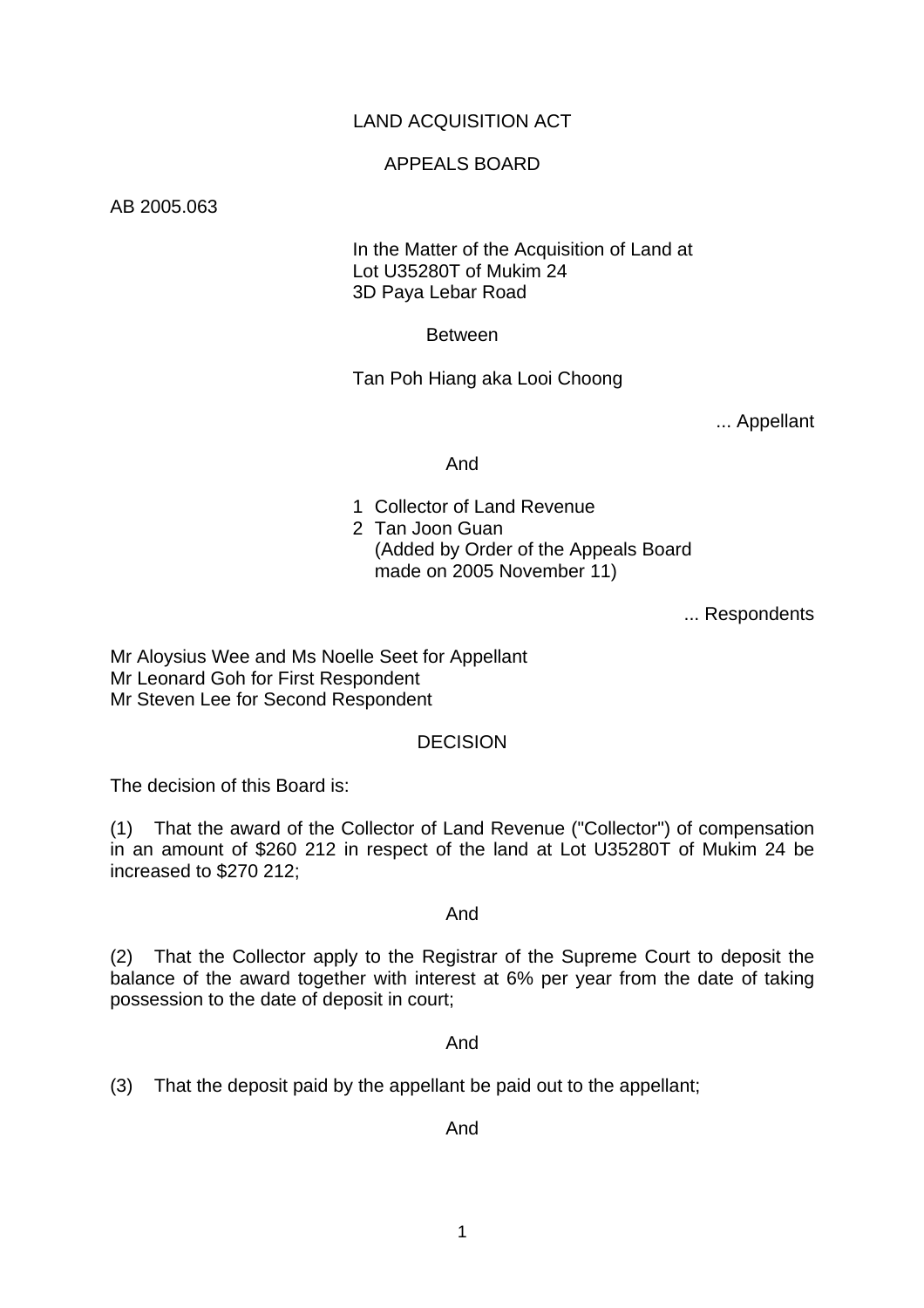LAND ACQUISITION ACT

APPEALS BOARD

AB 2005.063

In the Matter of the Acquisition of Land at
Lot U35280T of Mukim 24
3D Paya Lebar Road

Between

Tan Poh Hiang aka Looi Choong

... Appellant

And

1 Collector of Land Revenue
2 Tan Joon Guan
(Added by Order of the Appeals Board made on 2005 November 11)

... Respondents

Mr Aloysius Wee and Ms Noelle Seet for Appellant
Mr Leonard Goh for First Respondent
Mr Steven Lee for Second Respondent

## DECISION

The decision of this Board is:

(1) That the award of the Collector of Land Revenue ("Collector") of compensation in an amount of $260 212 in respect of the land at Lot U35280T of Mukim 24 be increased to $270 212;

And

(2) That the Collector apply to the Registrar of the Supreme Court to deposit the balance of the award together with interest at 6% per year from the date of taking possession to the date of deposit in court;

And

(3) That the deposit paid by the appellant be paid out to the appellant;

And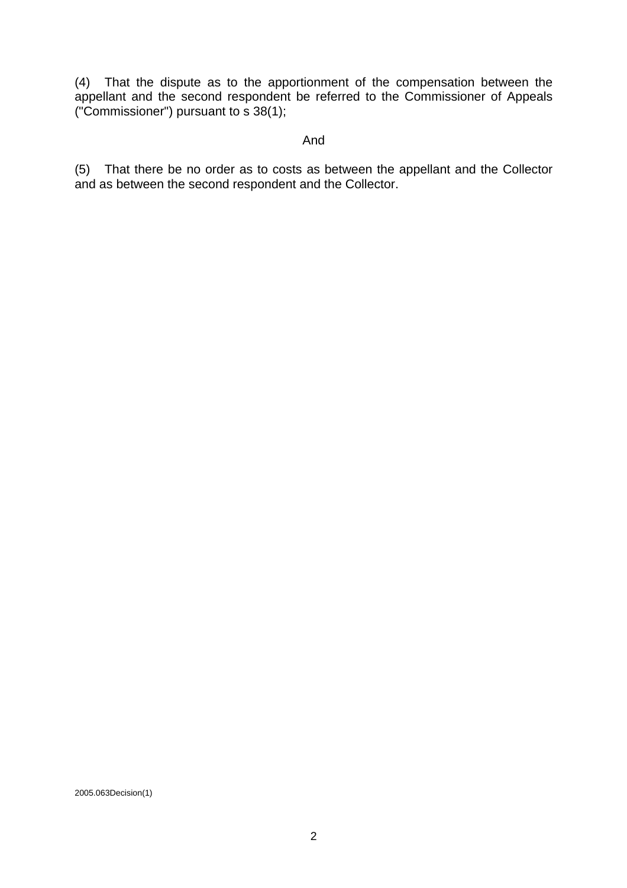(4) That the dispute as to the apportionment of the compensation between the appellant and the second respondent be referred to the Commissioner of Appeals ("Commissioner") pursuant to s 38(1);

And

(5) That there be no order as to costs as between the appellant and the Collector and as between the second respondent and the Collector.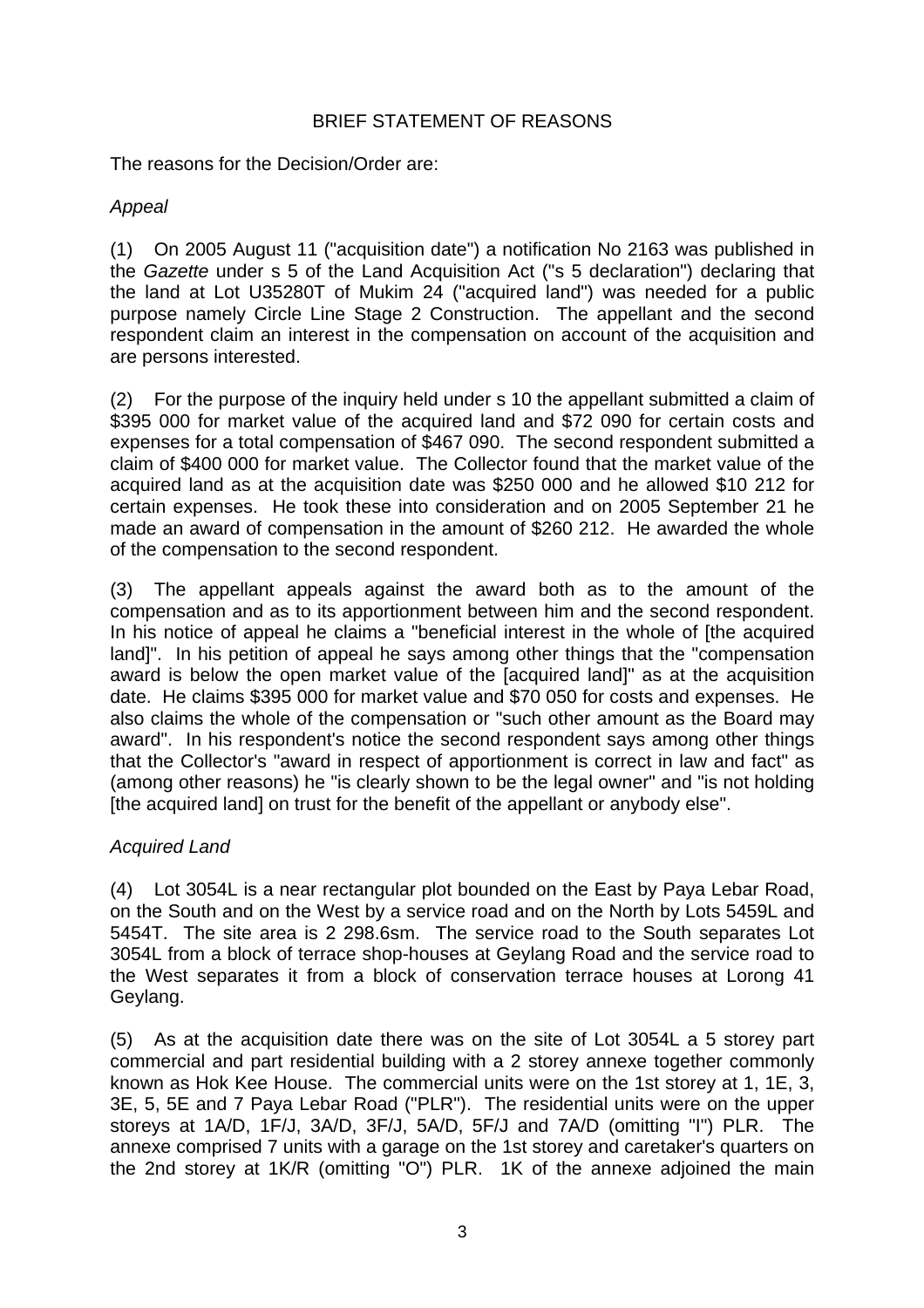## BRIEF STATEMENT OF REASONS

The reasons for the Decision/Order are:

*Appeal*

(1) On 2005 August 11 ("acquisition date") a notification No 2163 was published in the *Gazette* under s 5 of the Land Acquisition Act ("s 5 declaration") declaring that the land at Lot U35280T of Mukim 24 ("acquired land") was needed for a public purpose namely Circle Line Stage 2 Construction. The appellant and the second respondent claim an interest in the compensation on account of the acquisition and are persons interested.

(2) For the purpose of the inquiry held under s 10 the appellant submitted a claim of $395 000 for market value of the acquired land and $72 090 for certain costs and expenses for a total compensation of $467 090. The second respondent submitted a claim of $400 000 for market value. The Collector found that the market value of the acquired land as at the acquisition date was $250 000 and he allowed $10 212 for certain expenses. He took these into consideration and on 2005 September 21 he made an award of compensation in the amount of $260 212. He awarded the whole of the compensation to the second respondent.

(3) The appellant appeals against the award both as to the amount of the compensation and as to its apportionment between him and the second respondent. In his notice of appeal he claims a "beneficial interest in the whole of [the acquired land]". In his petition of appeal he says among other things that the "compensation award is below the open market value of the [acquired land]" as at the acquisition date. He claims $395 000 for market value and $70 050 for costs and expenses. He also claims the whole of the compensation or "such other amount as the Board may award". In his respondent's notice the second respondent says among other things that the Collector's "award in respect of apportionment is correct in law and fact" as (among other reasons) he "is clearly shown to be the legal owner" and "is not holding [the acquired land] on trust for the benefit of the appellant or anybody else".

*Acquired Land*

(4) Lot 3054L is a near rectangular plot bounded on the East by Paya Lebar Road, on the South and on the West by a service road and on the North by Lots 5459L and 5454T. The site area is 2 298.6sm. The service road to the South separates Lot 3054L from a block of terrace shop-houses at Geylang Road and the service road to the West separates it from a block of conservation terrace houses at Lorong 41 Geylang.

(5) As at the acquisition date there was on the site of Lot 3054L a 5 storey part commercial and part residential building with a 2 storey annexe together commonly known as Hok Kee House. The commercial units were on the 1st storey at 1, 1E, 3, 3E, 5, 5E and 7 Paya Lebar Road ("PLR"). The residential units were on the upper storeys at 1A/D, 1F/J, 3A/D, 3F/J, 5A/D, 5F/J and 7A/D (omitting "I") PLR. The annexe comprised 7 units with a garage on the 1st storey and caretaker's quarters on the 2nd storey at 1K/R (omitting "O") PLR. 1K of the annexe adjoined the main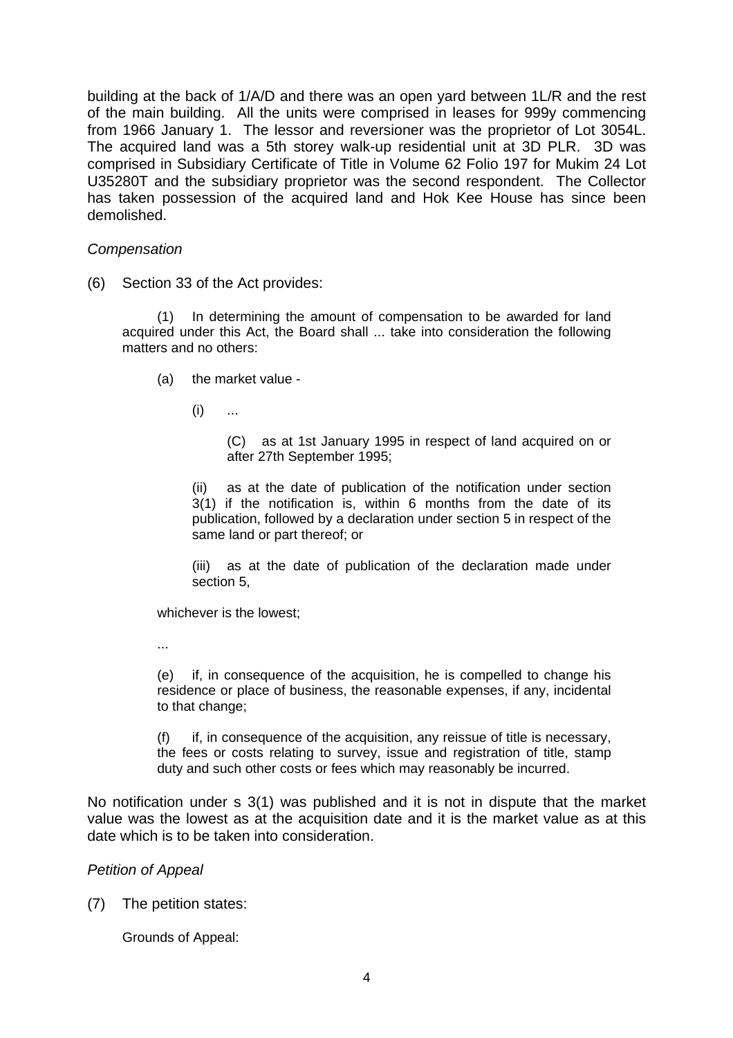building at the back of 1/A/D and there was an open yard between 1L/R and the rest of the main building. All the units were comprised in leases for 999y commencing from 1966 January 1. The lessor and reversioner was the proprietor of Lot 3054L. The acquired land was a 5th storey walk-up residential unit at 3D PLR. 3D was comprised in Subsidiary Certificate of Title in Volume 62 Folio 197 for Mukim 24 Lot U35280T and the subsidiary proprietor was the second respondent. The Collector has taken possession of the acquired land and Hok Kee House has since been demolished.

*Compensation*

(6) Section 33 of the Act provides:

> (1) In determining the amount of compensation to be awarded for land acquired under this Act, the Board shall ... take into consideration the following matters and no others:
>
> (a) the market value -
>
> (i) ...
>
> (C) as at 1st January 1995 in respect of land acquired on or after 27th September 1995;
>
> (ii) as at the date of publication of the notification under section 3(1) if the notification is, within 6 months from the date of its publication, followed by a declaration under section 5 in respect of the same land or part thereof; or
>
> (iii) as at the date of publication of the declaration made under section 5,
>
> whichever is the lowest;
>
> ...
>
> (e) if, in consequence of the acquisition, he is compelled to change his residence or place of business, the reasonable expenses, if any, incidental to that change;
>
> (f) if, in consequence of the acquisition, any reissue of title is necessary, the fees or costs relating to survey, issue and registration of title, stamp duty and such other costs or fees which may reasonably be incurred.

No notification under s 3(1) was published and it is not in dispute that the market value was the lowest as at the acquisition date and it is the market value as at this date which is to be taken into consideration.

*Petition of Appeal*

(7) The petition states:

> Grounds of Appeal: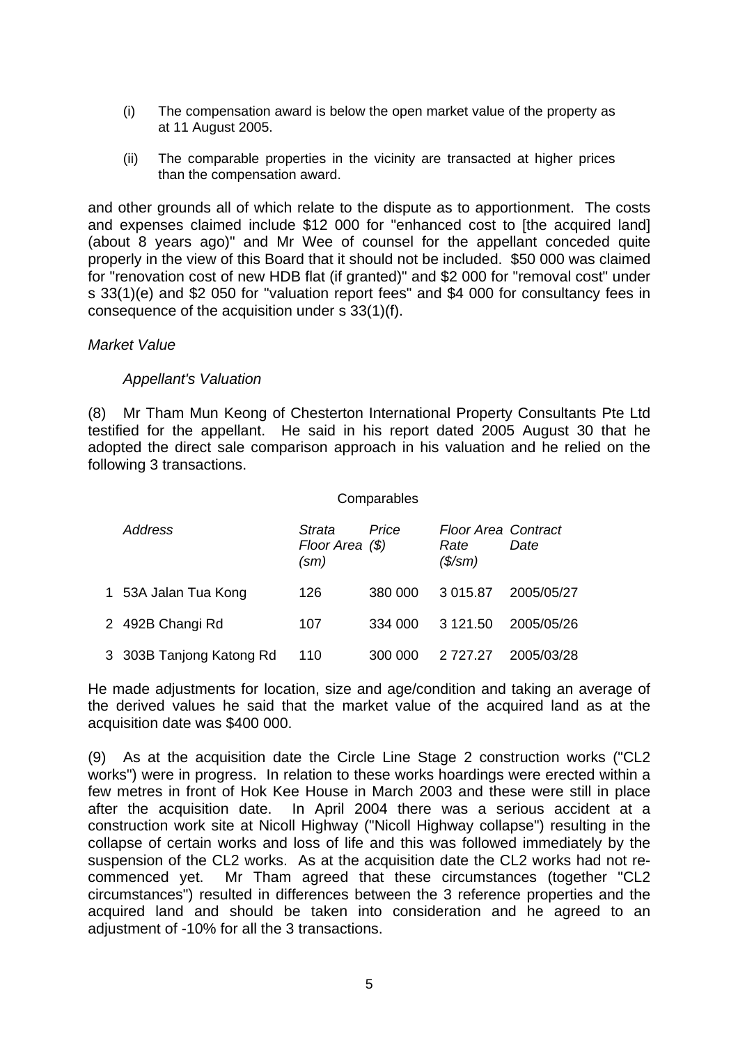(i) The compensation award is below the open market value of the property as at 11 August 2005.

(ii) The comparable properties in the vicinity are transacted at higher prices than the compensation award.

and other grounds all of which relate to the dispute as to apportionment. The costs and expenses claimed include $12 000 for "enhanced cost to [the acquired land] (about 8 years ago)" and Mr Wee of counsel for the appellant conceded quite properly in the view of this Board that it should not be included. $50 000 was claimed for "renovation cost of new HDB flat (if granted)" and $2 000 for "removal cost" under s 33(1)(e) and $2 050 for "valuation report fees" and $4 000 for consultancy fees in consequence of the acquisition under s 33(1)(f).

*Market Value*

*Appellant's Valuation*

(8) Mr Tham Mun Keong of Chesterton International Property Consultants Pte Ltd testified for the appellant. He said in his report dated 2005 August 30 that he adopted the direct sale comparison approach in his valuation and he relied on the following 3 transactions.

Comparables

| | *Address* | *Strata Floor Area (sm)* | *Price ($)* | *Floor Area Rate ($/sm)* | *Contract Date* |
|---|---|---|---|---|---|
| 1 | 53A Jalan Tua Kong | 126 | 380 000 | 3 015.87 | 2005/05/27 |
| 2 | 492B Changi Rd | 107 | 334 000 | 3 121.50 | 2005/05/26 |
| 3 | 303B Tanjong Katong Rd | 110 | 300 000 | 2 727.27 | 2005/03/28 |

He made adjustments for location, size and age/condition and taking an average of the derived values he said that the market value of the acquired land as at the acquisition date was $400 000.

(9) As at the acquisition date the Circle Line Stage 2 construction works ("CL2 works") were in progress. In relation to these works hoardings were erected within a few metres in front of Hok Kee House in March 2003 and these were still in place after the acquisition date. In April 2004 there was a serious accident at a construction work site at Nicoll Highway ("Nicoll Highway collapse") resulting in the collapse of certain works and loss of life and this was followed immediately by the suspension of the CL2 works. As at the acquisition date the CL2 works had not re-commenced yet. Mr Tham agreed that these circumstances (together "CL2 circumstances") resulted in differences between the 3 reference properties and the acquired land and should be taken into consideration and he agreed to an adjustment of -10% for all the 3 transactions.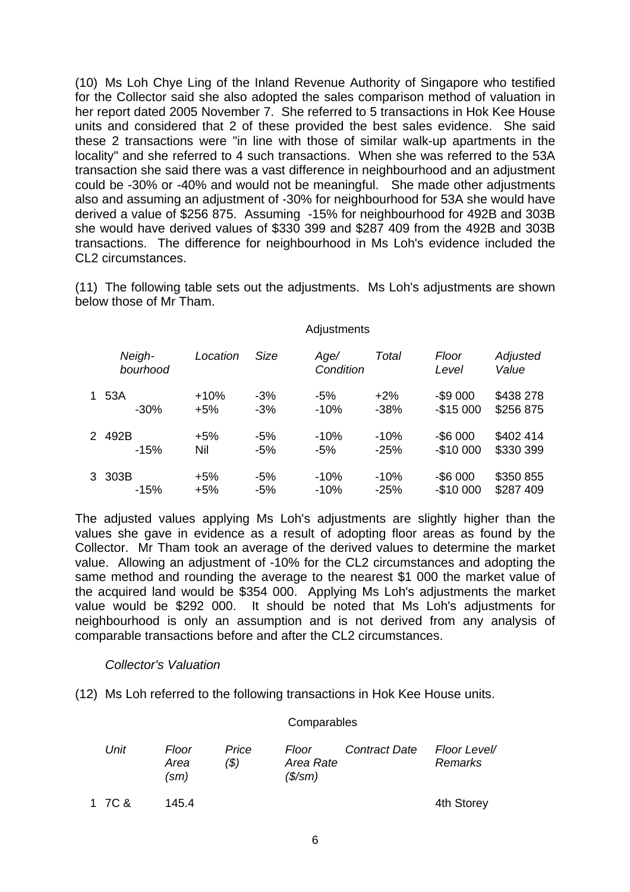(10) Ms Loh Chye Ling of the Inland Revenue Authority of Singapore who testified for the Collector said she also adopted the sales comparison method of valuation in her report dated 2005 November 7. She referred to 5 transactions in Hok Kee House units and considered that 2 of these provided the best sales evidence. She said these 2 transactions were "in line with those of similar walk-up apartments in the locality" and she referred to 4 such transactions. When she was referred to the 53A transaction she said there was a vast difference in neighbourhood and an adjustment could be -30% or -40% and would not be meaningful. She made other adjustments also and assuming an adjustment of -30% for neighbourhood for 53A she would have derived a value of $256 875. Assuming -15% for neighbourhood for 492B and 303B she would have derived values of $330 399 and $287 409 from the 492B and 303B transactions. The difference for neighbourhood in Ms Loh's evidence included the CL2 circumstances.

(11) The following table sets out the adjustments. Ms Loh's adjustments are shown below those of Mr Tham.

Adjustments

| | *Neigh-bourhood* | *Location* | *Size* | *Age/ Condition* | *Total* | *Floor Level* | *Adjusted Value* |
|---|---|---|---|---|---|---|---|
| 1 | 53A | +10% | -3% | -5% | +2% | -$9 000 | $438 278 |
| | -30% | +5% | -3% | -10% | -38% | -$15 000 | $256 875 |
| 2 | 492B | +5% | -5% | -10% | -10% | -$6 000 | $402 414 |
| | -15% | Nil | -5% | -5% | -25% | -$10 000 | $330 399 |
| 3 | 303B | +5% | -5% | -10% | -10% | -$6 000 | $350 855 |
| | -15% | +5% | -5% | -10% | -25% | -$10 000 | $287 409 |

The adjusted values applying Ms Loh's adjustments are slightly higher than the values she gave in evidence as a result of adopting floor areas as found by the Collector. Mr Tham took an average of the derived values to determine the market value. Allowing an adjustment of -10% for the CL2 circumstances and adopting the same method and rounding the average to the nearest $1 000 the market value of the acquired land would be $354 000. Applying Ms Loh's adjustments the market value would be $292 000. It should be noted that Ms Loh's adjustments for neighbourhood is only an assumption and is not derived from any analysis of comparable transactions before and after the CL2 circumstances.

*Collector's Valuation*

(12) Ms Loh referred to the following transactions in Hok Kee House units.

Comparables

| | *Unit* | *Floor Area (sm)* | *Price ($)* | *Floor Area Rate ($/sm)* | *Contract Date* | *Floor Level/ Remarks* |
|---|---|---|---|---|---|---|
| 1 | 7C & | 145.4 | | | | 4th Storey |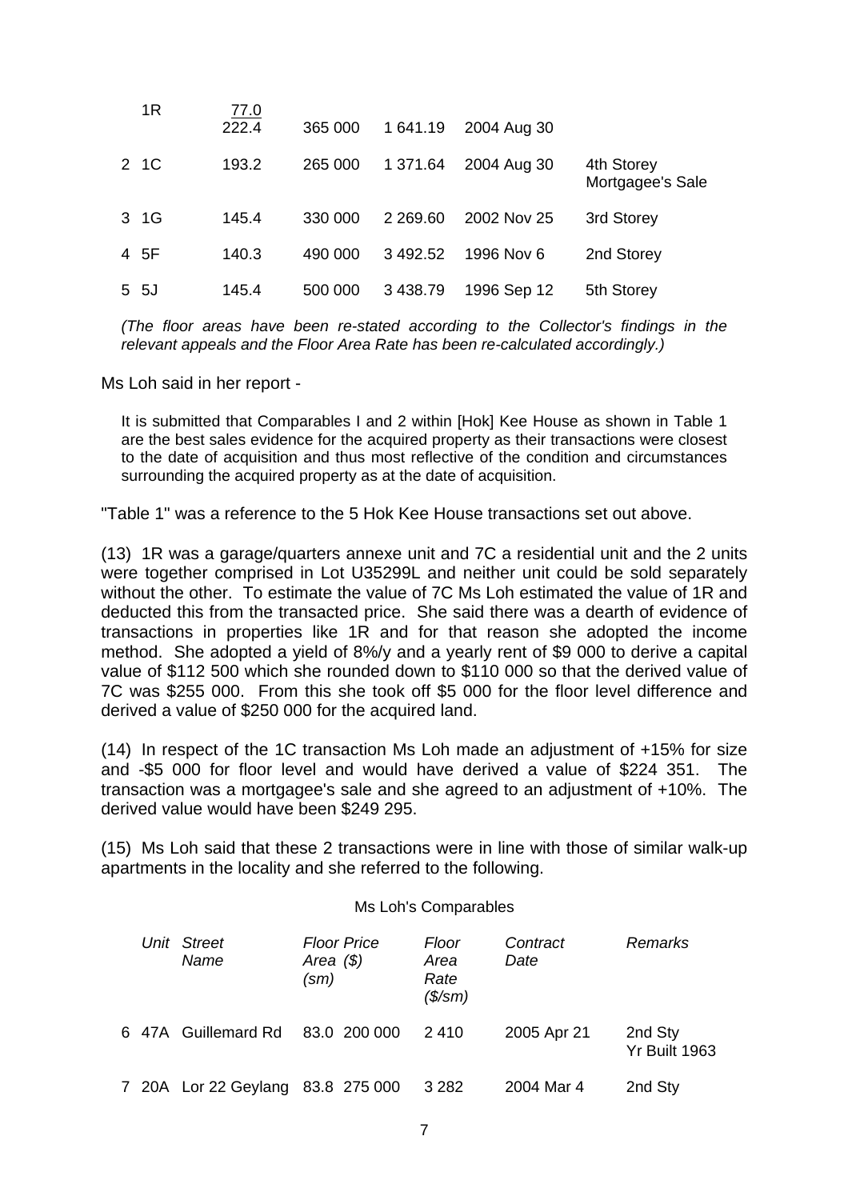| | Unit | Floor Area (sm) | Price ($) | Floor Area Rate ($/sm) | Contract Date | Remarks |
|---|---|---|---|---|---|---|
| | 1R | 77.0 222.4 | 365 000 | 1 641.19 | 2004 Aug 30 | |
| 2 | 1C | 193.2 | 265 000 | 1 371.64 | 2004 Aug 30 | 4th Storey Mortgagee's Sale |
| 3 | 1G | 145.4 | 330 000 | 2 269.60 | 2002 Nov 25 | 3rd Storey |
| 4 | 5F | 140.3 | 490 000 | 3 492.52 | 1996 Nov 6 | 2nd Storey |
| 5 | 5J | 145.4 | 500 000 | 3 438.79 | 1996 Sep 12 | 5th Storey |

*(The floor areas have been re-stated according to the Collector's findings in the relevant appeals and the Floor Area Rate has been re-calculated accordingly.)*

Ms Loh said in her report -

> It is submitted that Comparables I and 2 within [Hok] Kee House as shown in Table 1 are the best sales evidence for the acquired property as their transactions were closest to the date of acquisition and thus most reflective of the condition and circumstances surrounding the acquired property as at the date of acquisition.

"Table 1" was a reference to the 5 Hok Kee House transactions set out above.

(13) 1R was a garage/quarters annexe unit and 7C a residential unit and the 2 units were together comprised in Lot U35299L and neither unit could be sold separately without the other. To estimate the value of 7C Ms Loh estimated the value of 1R and deducted this from the transacted price. She said there was a dearth of evidence of transactions in properties like 1R and for that reason she adopted the income method. She adopted a yield of 8%/y and a yearly rent of $9 000 to derive a capital value of $112 500 which she rounded down to $110 000 so that the derived value of 7C was $255 000. From this she took off $5 000 for the floor level difference and derived a value of $250 000 for the acquired land.

(14) In respect of the 1C transaction Ms Loh made an adjustment of +15% for size and -$5 000 for floor level and would have derived a value of $224 351. The transaction was a mortgagee's sale and she agreed to an adjustment of +10%. The derived value would have been $249 295.

(15) Ms Loh said that these 2 transactions were in line with those of similar walk-up apartments in the locality and she referred to the following.

Ms Loh's Comparables

| | *Unit* | *Street Name* | *Floor Area (sm)* | *Price ($)* | *Floor Area Rate ($/sm)* | *Contract Date* | *Remarks* |
|---|---|---|---|---|---|---|---|
| 6 | 47A | Guillemard Rd | 83.0 | 200 000 | 2 410 | 2005 Apr 21 | 2nd Sty Yr Built 1963 |
| 7 | 20A | Lor 22 Geylang | 83.8 | 275 000 | 3 282 | 2004 Mar 4 | 2nd Sty |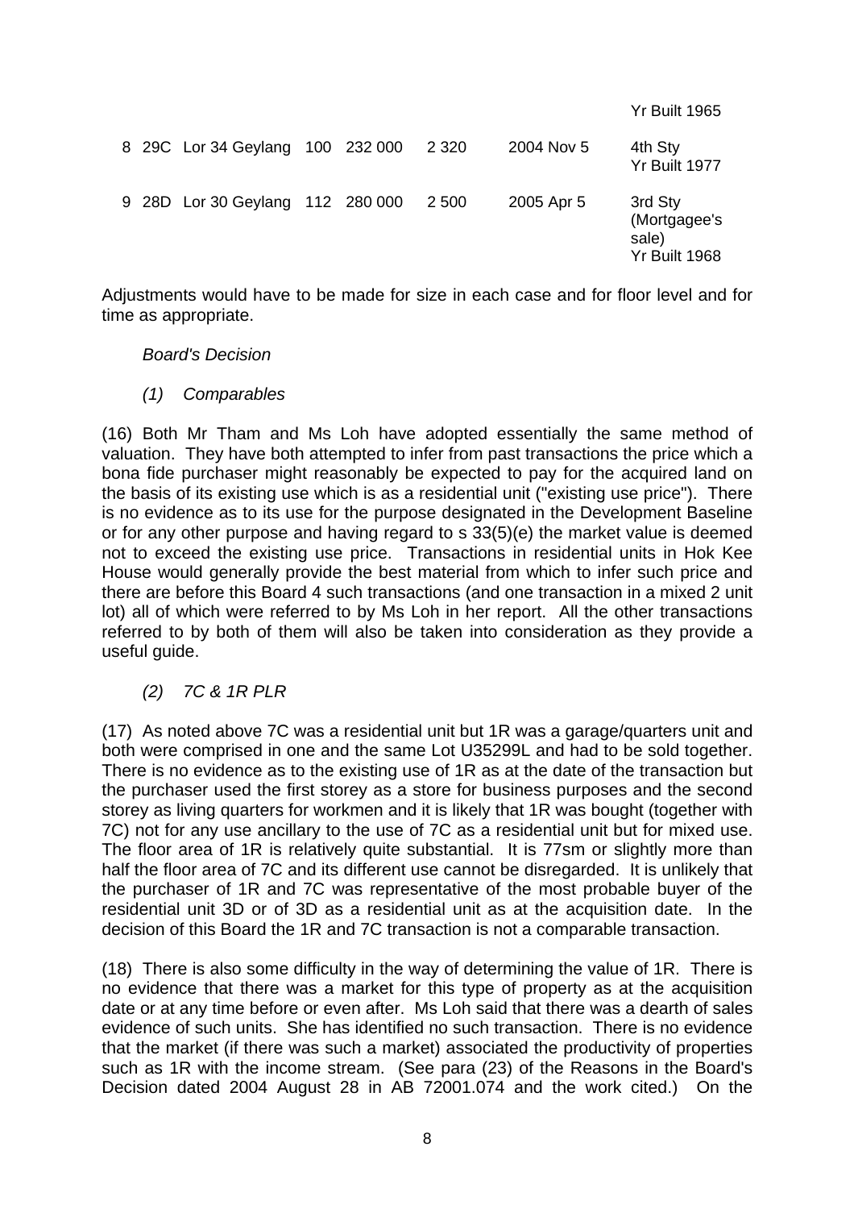| | | | | | | |
|---|---|---|---|---|---|---|
| | | | | | | Yr Built 1965 |
| 8 | 29C | Lor 34 Geylang | 100 | 232 000 | 2 320 | 2004 Nov 5 | 4th Sty Yr Built 1977 |
| 9 | 28D | Lor 30 Geylang | 112 | 280 000 | 2 500 | 2005 Apr 5 | 3rd Sty (Mortgagee's sale) Yr Built 1968 |

Adjustments would have to be made for size in each case and for floor level and for time as appropriate.

*Board's Decision*

*(1) Comparables*

(16) Both Mr Tham and Ms Loh have adopted essentially the same method of valuation. They have both attempted to infer from past transactions the price which a bona fide purchaser might reasonably be expected to pay for the acquired land on the basis of its existing use which is as a residential unit ("existing use price"). There is no evidence as to its use for the purpose designated in the Development Baseline or for any other purpose and having regard to s 33(5)(e) the market value is deemed not to exceed the existing use price. Transactions in residential units in Hok Kee House would generally provide the best material from which to infer such price and there are before this Board 4 such transactions (and one transaction in a mixed 2 unit lot) all of which were referred to by Ms Loh in her report. All the other transactions referred to by both of them will also be taken into consideration as they provide a useful guide.

*(2) 7C & 1R PLR*

(17) As noted above 7C was a residential unit but 1R was a garage/quarters unit and both were comprised in one and the same Lot U35299L and had to be sold together. There is no evidence as to the existing use of 1R as at the date of the transaction but the purchaser used the first storey as a store for business purposes and the second storey as living quarters for workmen and it is likely that 1R was bought (together with 7C) not for any use ancillary to the use of 7C as a residential unit but for mixed use. The floor area of 1R is relatively quite substantial. It is 77sm or slightly more than half the floor area of 7C and its different use cannot be disregarded. It is unlikely that the purchaser of 1R and 7C was representative of the most probable buyer of the residential unit 3D or of 3D as a residential unit as at the acquisition date. In the decision of this Board the 1R and 7C transaction is not a comparable transaction.

(18) There is also some difficulty in the way of determining the value of 1R. There is no evidence that there was a market for this type of property as at the acquisition date or at any time before or even after. Ms Loh said that there was a dearth of sales evidence of such units. She has identified no such transaction. There is no evidence that the market (if there was such a market) associated the productivity of properties such as 1R with the income stream. (See para (23) of the Reasons in the Board's Decision dated 2004 August 28 in AB 72001.074 and the work cited.) On the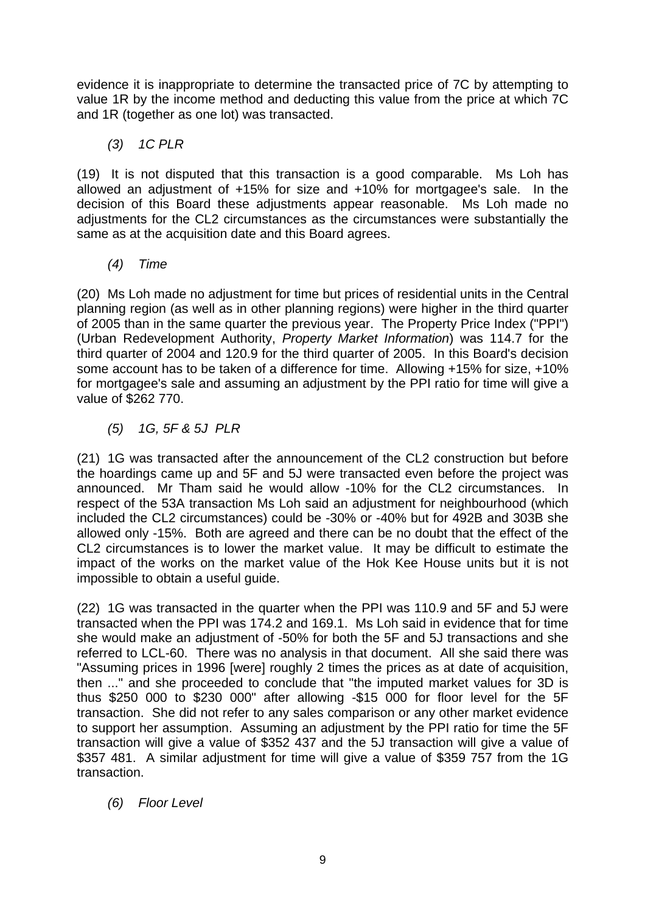evidence it is inappropriate to determine the transacted price of 7C by attempting to value 1R by the income method and deducting this value from the price at which 7C and 1R (together as one lot) was transacted.

*(3) 1C PLR*

(19) It is not disputed that this transaction is a good comparable. Ms Loh has allowed an adjustment of +15% for size and +10% for mortgagee's sale. In the decision of this Board these adjustments appear reasonable. Ms Loh made no adjustments for the CL2 circumstances as the circumstances were substantially the same as at the acquisition date and this Board agrees.

*(4) Time*

(20) Ms Loh made no adjustment for time but prices of residential units in the Central planning region (as well as in other planning regions) were higher in the third quarter of 2005 than in the same quarter the previous year. The Property Price Index ("PPI") (Urban Redevelopment Authority, *Property Market Information*) was 114.7 for the third quarter of 2004 and 120.9 for the third quarter of 2005. In this Board's decision some account has to be taken of a difference for time. Allowing +15% for size, +10% for mortgagee's sale and assuming an adjustment by the PPI ratio for time will give a value of $262 770.

*(5) 1G, 5F & 5J PLR*

(21) 1G was transacted after the announcement of the CL2 construction but before the hoardings came up and 5F and 5J were transacted even before the project was announced. Mr Tham said he would allow -10% for the CL2 circumstances. In respect of the 53A transaction Ms Loh said an adjustment for neighbourhood (which included the CL2 circumstances) could be -30% or -40% but for 492B and 303B she allowed only -15%. Both are agreed and there can be no doubt that the effect of the CL2 circumstances is to lower the market value. It may be difficult to estimate the impact of the works on the market value of the Hok Kee House units but it is not impossible to obtain a useful guide.

(22) 1G was transacted in the quarter when the PPI was 110.9 and 5F and 5J were transacted when the PPI was 174.2 and 169.1. Ms Loh said in evidence that for time she would make an adjustment of -50% for both the 5F and 5J transactions and she referred to LCL-60. There was no analysis in that document. All she said there was "Assuming prices in 1996 [were] roughly 2 times the prices as at date of acquisition, then ..." and she proceeded to conclude that "the imputed market values for 3D is thus $250 000 to $230 000" after allowing -$15 000 for floor level for the 5F transaction. She did not refer to any sales comparison or any other market evidence to support her assumption. Assuming an adjustment by the PPI ratio for time the 5F transaction will give a value of $352 437 and the 5J transaction will give a value of $357 481. A similar adjustment for time will give a value of $359 757 from the 1G transaction.

*(6) Floor Level*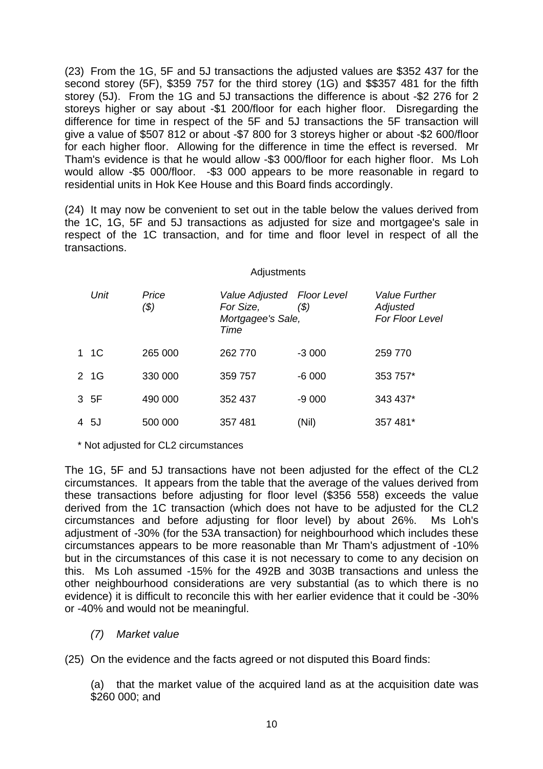(23) From the 1G, 5F and 5J transactions the adjusted values are $352 437 for the second storey (5F), $359 757 for the third storey (1G) and $$357 481 for the fifth storey (5J). From the 1G and 5J transactions the difference is about -$2 276 for 2 storeys higher or say about -$1 200/floor for each higher floor. Disregarding the difference for time in respect of the 5F and 5J transactions the 5F transaction will give a value of $507 812 or about -$7 800 for 3 storeys higher or about -$2 600/floor for each higher floor. Allowing for the difference in time the effect is reversed. Mr Tham's evidence is that he would allow -$3 000/floor for each higher floor. Ms Loh would allow -$5 000/floor. -$3 000 appears to be more reasonable in regard to residential units in Hok Kee House and this Board finds accordingly.

(24) It may now be convenient to set out in the table below the values derived from the 1C, 1G, 5F and 5J transactions as adjusted for size and mortgagee's sale in respect of the 1C transaction, and for time and floor level in respect of all the transactions.

| | | | Adjustments | | |
|---|---|---|---|---|---|
| | *Unit* | *Price ($)* | *Value Adjusted For Size, Mortgagee's Sale, Time* | *Floor Level ($)* | *Value Further Adjusted For Floor Level* |
| 1 | 1C | 265 000 | 262 770 | -3 000 | 259 770 |
| 2 | 1G | 330 000 | 359 757 | -6 000 | 353 757* |
| 3 | 5F | 490 000 | 352 437 | -9 000 | 343 437* |
| 4 | 5J | 500 000 | 357 481 | (Nil) | 357 481* |

\* Not adjusted for CL2 circumstances

The 1G, 5F and 5J transactions have not been adjusted for the effect of the CL2 circumstances. It appears from the table that the average of the values derived from these transactions before adjusting for floor level ($356 558) exceeds the value derived from the 1C transaction (which does not have to be adjusted for the CL2 circumstances and before adjusting for floor level) by about 26%. Ms Loh's adjustment of -30% (for the 53A transaction) for neighbourhood which includes these circumstances appears to be more reasonable than Mr Tham's adjustment of -10% but in the circumstances of this case it is not necessary to come to any decision on this. Ms Loh assumed -15% for the 492B and 303B transactions and unless the other neighbourhood considerations are very substantial (as to which there is no evidence) it is difficult to reconcile this with her earlier evidence that it could be -30% or -40% and would not be meaningful.

*(7) Market value*

(25) On the evidence and the facts agreed or not disputed this Board finds:

(a) that the market value of the acquired land as at the acquisition date was $260 000; and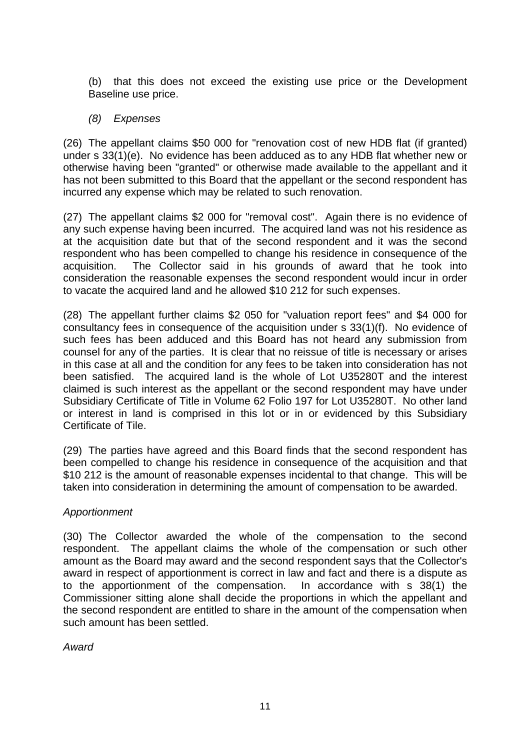(b) that this does not exceed the existing use price or the Development Baseline use price.

*(8) Expenses*

(26) The appellant claims $50 000 for "renovation cost of new HDB flat (if granted) under s 33(1)(e). No evidence has been adduced as to any HDB flat whether new or otherwise having been "granted" or otherwise made available to the appellant and it has not been submitted to this Board that the appellant or the second respondent has incurred any expense which may be related to such renovation.

(27) The appellant claims $2 000 for "removal cost". Again there is no evidence of any such expense having been incurred. The acquired land was not his residence as at the acquisition date but that of the second respondent and it was the second respondent who has been compelled to change his residence in consequence of the acquisition. The Collector said in his grounds of award that he took into consideration the reasonable expenses the second respondent would incur in order to vacate the acquired land and he allowed $10 212 for such expenses.

(28) The appellant further claims $2 050 for "valuation report fees" and $4 000 for consultancy fees in consequence of the acquisition under s 33(1)(f). No evidence of such fees has been adduced and this Board has not heard any submission from counsel for any of the parties. It is clear that no reissue of title is necessary or arises in this case at all and the condition for any fees to be taken into consideration has not been satisfied. The acquired land is the whole of Lot U35280T and the interest claimed is such interest as the appellant or the second respondent may have under Subsidiary Certificate of Title in Volume 62 Folio 197 for Lot U35280T. No other land or interest in land is comprised in this lot or in or evidenced by this Subsidiary Certificate of Tile.

(29) The parties have agreed and this Board finds that the second respondent has been compelled to change his residence in consequence of the acquisition and that $10 212 is the amount of reasonable expenses incidental to that change. This will be taken into consideration in determining the amount of compensation to be awarded.

*Apportionment*

(30) The Collector awarded the whole of the compensation to the second respondent. The appellant claims the whole of the compensation or such other amount as the Board may award and the second respondent says that the Collector's award in respect of apportionment is correct in law and fact and there is a dispute as to the apportionment of the compensation. In accordance with s 38(1) the Commissioner sitting alone shall decide the proportions in which the appellant and the second respondent are entitled to share in the amount of the compensation when such amount has been settled.

*Award*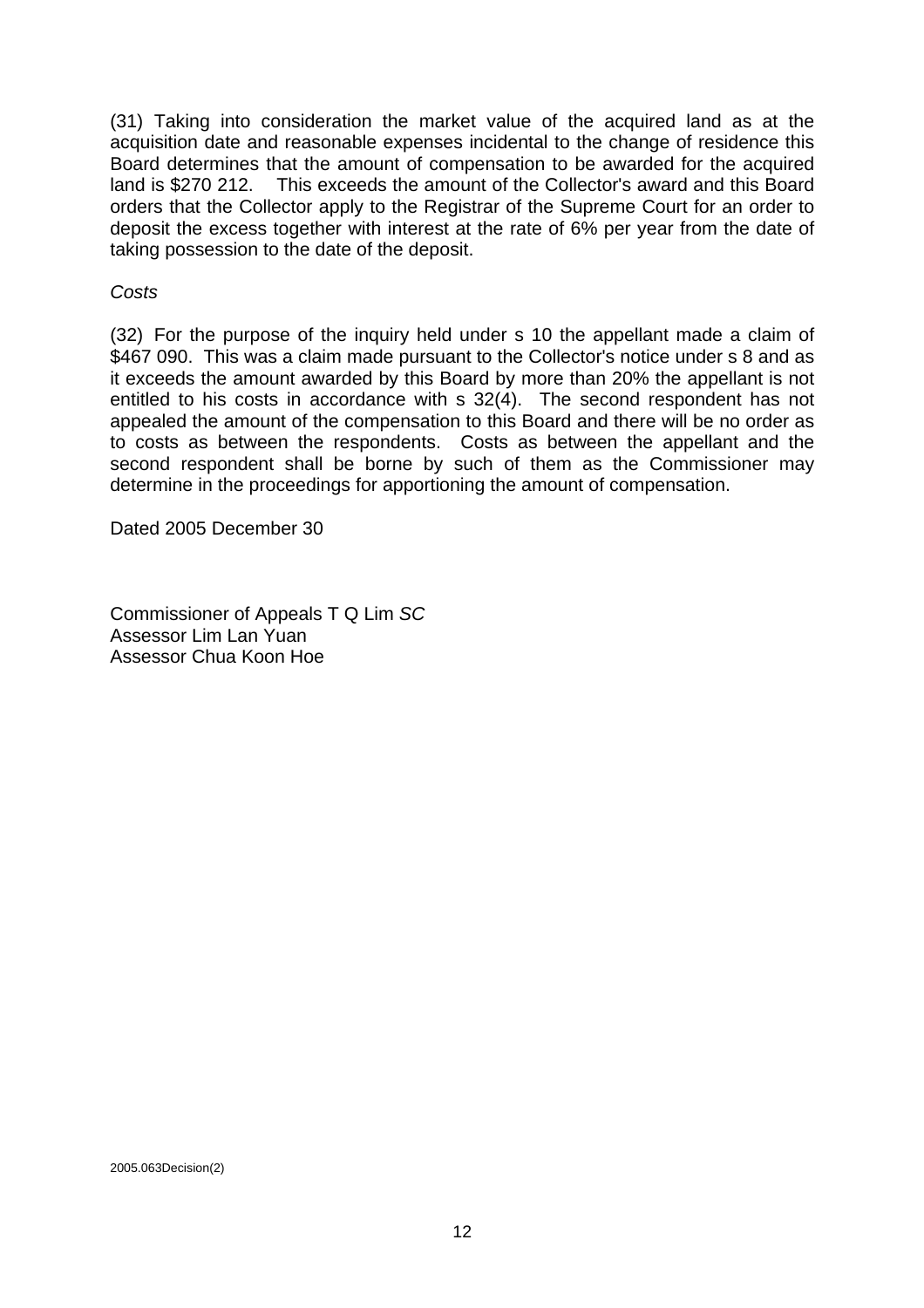(31) Taking into consideration the market value of the acquired land as at the acquisition date and reasonable expenses incidental to the change of residence this Board determines that the amount of compensation to be awarded for the acquired land is $270 212. This exceeds the amount of the Collector's award and this Board orders that the Collector apply to the Registrar of the Supreme Court for an order to deposit the excess together with interest at the rate of 6% per year from the date of taking possession to the date of the deposit.

*Costs*

(32) For the purpose of the inquiry held under s 10 the appellant made a claim of $467 090. This was a claim made pursuant to the Collector's notice under s 8 and as it exceeds the amount awarded by this Board by more than 20% the appellant is not entitled to his costs in accordance with s 32(4). The second respondent has not appealed the amount of the compensation to this Board and there will be no order as to costs as between the respondents. Costs as between the appellant and the second respondent shall be borne by such of them as the Commissioner may determine in the proceedings for apportioning the amount of compensation.

Dated 2005 December 30

Commissioner of Appeals T Q Lim *SC*
Assessor Lim Lan Yuan
Assessor Chua Koon Hoe

2005.063Decision(2)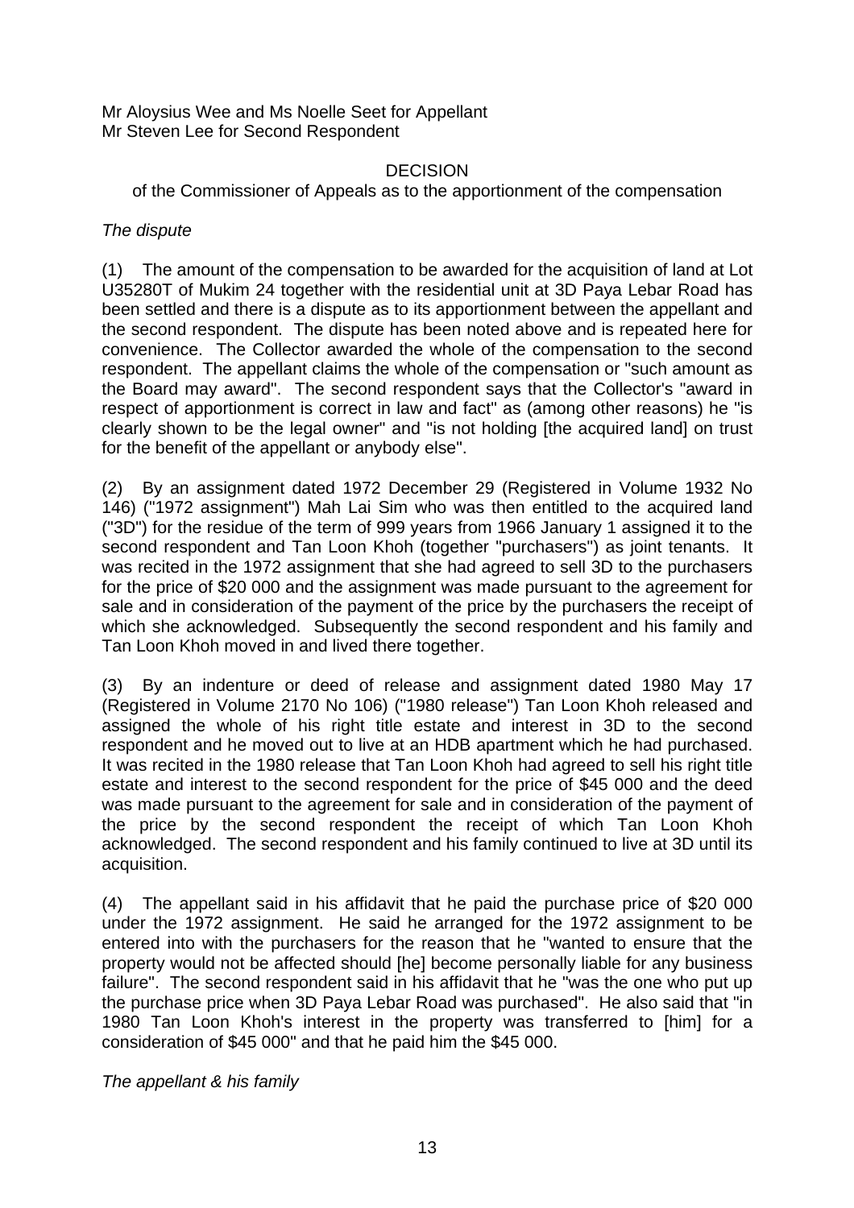Mr Aloysius Wee and Ms Noelle Seet for Appellant
Mr Steven Lee for Second Respondent

DECISION

of the Commissioner of Appeals as to the apportionment of the compensation

*The dispute*

(1) The amount of the compensation to be awarded for the acquisition of land at Lot U35280T of Mukim 24 together with the residential unit at 3D Paya Lebar Road has been settled and there is a dispute as to its apportionment between the appellant and the second respondent. The dispute has been noted above and is repeated here for convenience. The Collector awarded the whole of the compensation to the second respondent. The appellant claims the whole of the compensation or "such amount as the Board may award". The second respondent says that the Collector's "award in respect of apportionment is correct in law and fact" as (among other reasons) he "is clearly shown to be the legal owner" and "is not holding [the acquired land] on trust for the benefit of the appellant or anybody else".

(2) By an assignment dated 1972 December 29 (Registered in Volume 1932 No 146) ("1972 assignment") Mah Lai Sim who was then entitled to the acquired land ("3D") for the residue of the term of 999 years from 1966 January 1 assigned it to the second respondent and Tan Loon Khoh (together "purchasers") as joint tenants. It was recited in the 1972 assignment that she had agreed to sell 3D to the purchasers for the price of $20 000 and the assignment was made pursuant to the agreement for sale and in consideration of the payment of the price by the purchasers the receipt of which she acknowledged. Subsequently the second respondent and his family and Tan Loon Khoh moved in and lived there together.

(3) By an indenture or deed of release and assignment dated 1980 May 17 (Registered in Volume 2170 No 106) ("1980 release") Tan Loon Khoh released and assigned the whole of his right title estate and interest in 3D to the second respondent and he moved out to live at an HDB apartment which he had purchased. It was recited in the 1980 release that Tan Loon Khoh had agreed to sell his right title estate and interest to the second respondent for the price of $45 000 and the deed was made pursuant to the agreement for sale and in consideration of the payment of the price by the second respondent the receipt of which Tan Loon Khoh acknowledged. The second respondent and his family continued to live at 3D until its acquisition.

(4) The appellant said in his affidavit that he paid the purchase price of $20 000 under the 1972 assignment. He said he arranged for the 1972 assignment to be entered into with the purchasers for the reason that he "wanted to ensure that the property would not be affected should [he] become personally liable for any business failure". The second respondent said in his affidavit that he "was the one who put up the purchase price when 3D Paya Lebar Road was purchased". He also said that "in 1980 Tan Loon Khoh's interest in the property was transferred to [him] for a consideration of $45 000" and that he paid him the $45 000.

*The appellant & his family*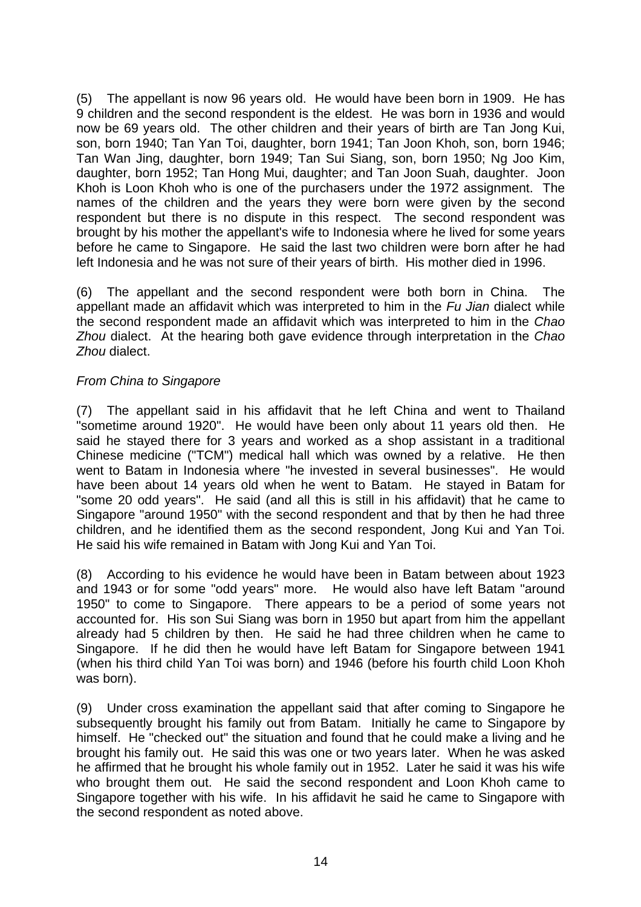(5) The appellant is now 96 years old. He would have been born in 1909. He has 9 children and the second respondent is the eldest. He was born in 1936 and would now be 69 years old. The other children and their years of birth are Tan Jong Kui, son, born 1940; Tan Yan Toi, daughter, born 1941; Tan Joon Khoh, son, born 1946; Tan Wan Jing, daughter, born 1949; Tan Sui Siang, son, born 1950; Ng Joo Kim, daughter, born 1952; Tan Hong Mui, daughter; and Tan Joon Suah, daughter. Joon Khoh is Loon Khoh who is one of the purchasers under the 1972 assignment. The names of the children and the years they were born were given by the second respondent but there is no dispute in this respect. The second respondent was brought by his mother the appellant's wife to Indonesia where he lived for some years before he came to Singapore. He said the last two children were born after he had left Indonesia and he was not sure of their years of birth. His mother died in 1996.

(6) The appellant and the second respondent were both born in China. The appellant made an affidavit which was interpreted to him in the *Fu Jian* dialect while the second respondent made an affidavit which was interpreted to him in the *Chao Zhou* dialect. At the hearing both gave evidence through interpretation in the *Chao Zhou* dialect.

*From China to Singapore*

(7) The appellant said in his affidavit that he left China and went to Thailand "sometime around 1920". He would have been only about 11 years old then. He said he stayed there for 3 years and worked as a shop assistant in a traditional Chinese medicine ("TCM") medical hall which was owned by a relative. He then went to Batam in Indonesia where "he invested in several businesses". He would have been about 14 years old when he went to Batam. He stayed in Batam for "some 20 odd years". He said (and all this is still in his affidavit) that he came to Singapore "around 1950" with the second respondent and that by then he had three children, and he identified them as the second respondent, Jong Kui and Yan Toi. He said his wife remained in Batam with Jong Kui and Yan Toi.

(8) According to his evidence he would have been in Batam between about 1923 and 1943 or for some "odd years" more. He would also have left Batam "around 1950" to come to Singapore. There appears to be a period of some years not accounted for. His son Sui Siang was born in 1950 but apart from him the appellant already had 5 children by then. He said he had three children when he came to Singapore. If he did then he would have left Batam for Singapore between 1941 (when his third child Yan Toi was born) and 1946 (before his fourth child Loon Khoh was born).

(9) Under cross examination the appellant said that after coming to Singapore he subsequently brought his family out from Batam. Initially he came to Singapore by himself. He "checked out" the situation and found that he could make a living and he brought his family out. He said this was one or two years later. When he was asked he affirmed that he brought his whole family out in 1952. Later he said it was his wife who brought them out. He said the second respondent and Loon Khoh came to Singapore together with his wife. In his affidavit he said he came to Singapore with the second respondent as noted above.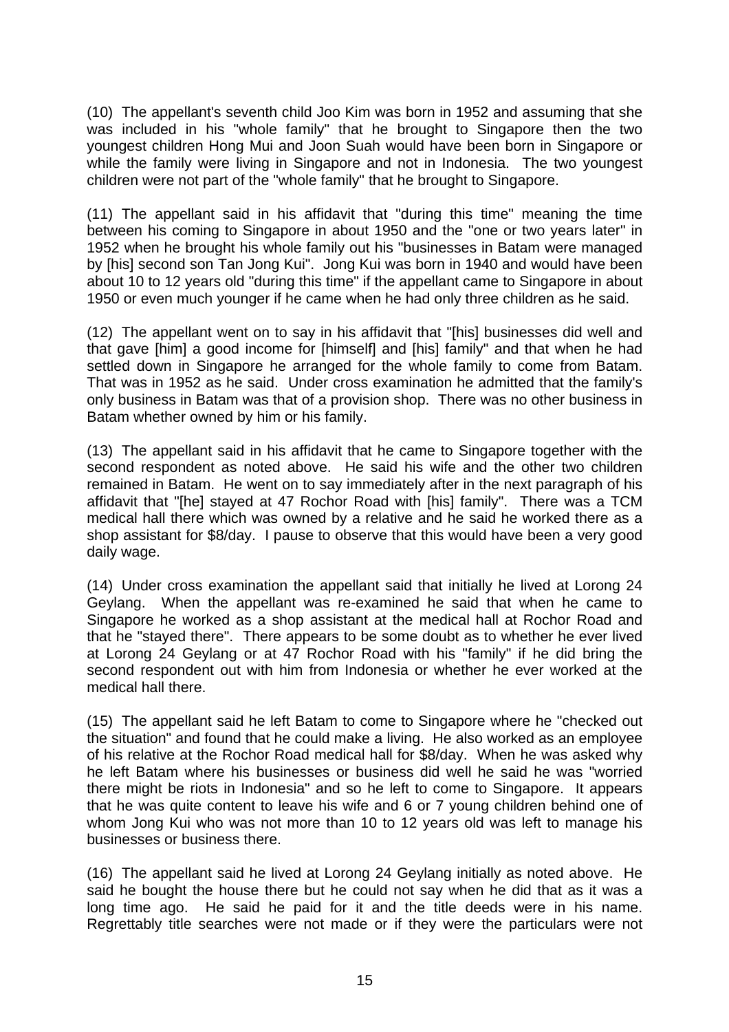(10) The appellant's seventh child Joo Kim was born in 1952 and assuming that she was included in his "whole family" that he brought to Singapore then the two youngest children Hong Mui and Joon Suah would have been born in Singapore or while the family were living in Singapore and not in Indonesia. The two youngest children were not part of the "whole family" that he brought to Singapore.

(11) The appellant said in his affidavit that "during this time" meaning the time between his coming to Singapore in about 1950 and the "one or two years later" in 1952 when he brought his whole family out his "businesses in Batam were managed by [his] second son Tan Jong Kui". Jong Kui was born in 1940 and would have been about 10 to 12 years old "during this time" if the appellant came to Singapore in about 1950 or even much younger if he came when he had only three children as he said.

(12) The appellant went on to say in his affidavit that "[his] businesses did well and that gave [him] a good income for [himself] and [his] family" and that when he had settled down in Singapore he arranged for the whole family to come from Batam. That was in 1952 as he said. Under cross examination he admitted that the family's only business in Batam was that of a provision shop. There was no other business in Batam whether owned by him or his family.

(13) The appellant said in his affidavit that he came to Singapore together with the second respondent as noted above. He said his wife and the other two children remained in Batam. He went on to say immediately after in the next paragraph of his affidavit that "[he] stayed at 47 Rochor Road with [his] family". There was a TCM medical hall there which was owned by a relative and he said he worked there as a shop assistant for $8/day. I pause to observe that this would have been a very good daily wage.

(14) Under cross examination the appellant said that initially he lived at Lorong 24 Geylang. When the appellant was re-examined he said that when he came to Singapore he worked as a shop assistant at the medical hall at Rochor Road and that he "stayed there". There appears to be some doubt as to whether he ever lived at Lorong 24 Geylang or at 47 Rochor Road with his "family" if he did bring the second respondent out with him from Indonesia or whether he ever worked at the medical hall there.

(15) The appellant said he left Batam to come to Singapore where he "checked out the situation" and found that he could make a living. He also worked as an employee of his relative at the Rochor Road medical hall for $8/day. When he was asked why he left Batam where his businesses or business did well he said he was "worried there might be riots in Indonesia" and so he left to come to Singapore. It appears that he was quite content to leave his wife and 6 or 7 young children behind one of whom Jong Kui who was not more than 10 to 12 years old was left to manage his businesses or business there.

(16) The appellant said he lived at Lorong 24 Geylang initially as noted above. He said he bought the house there but he could not say when he did that as it was a long time ago. He said he paid for it and the title deeds were in his name. Regrettably title searches were not made or if they were the particulars were not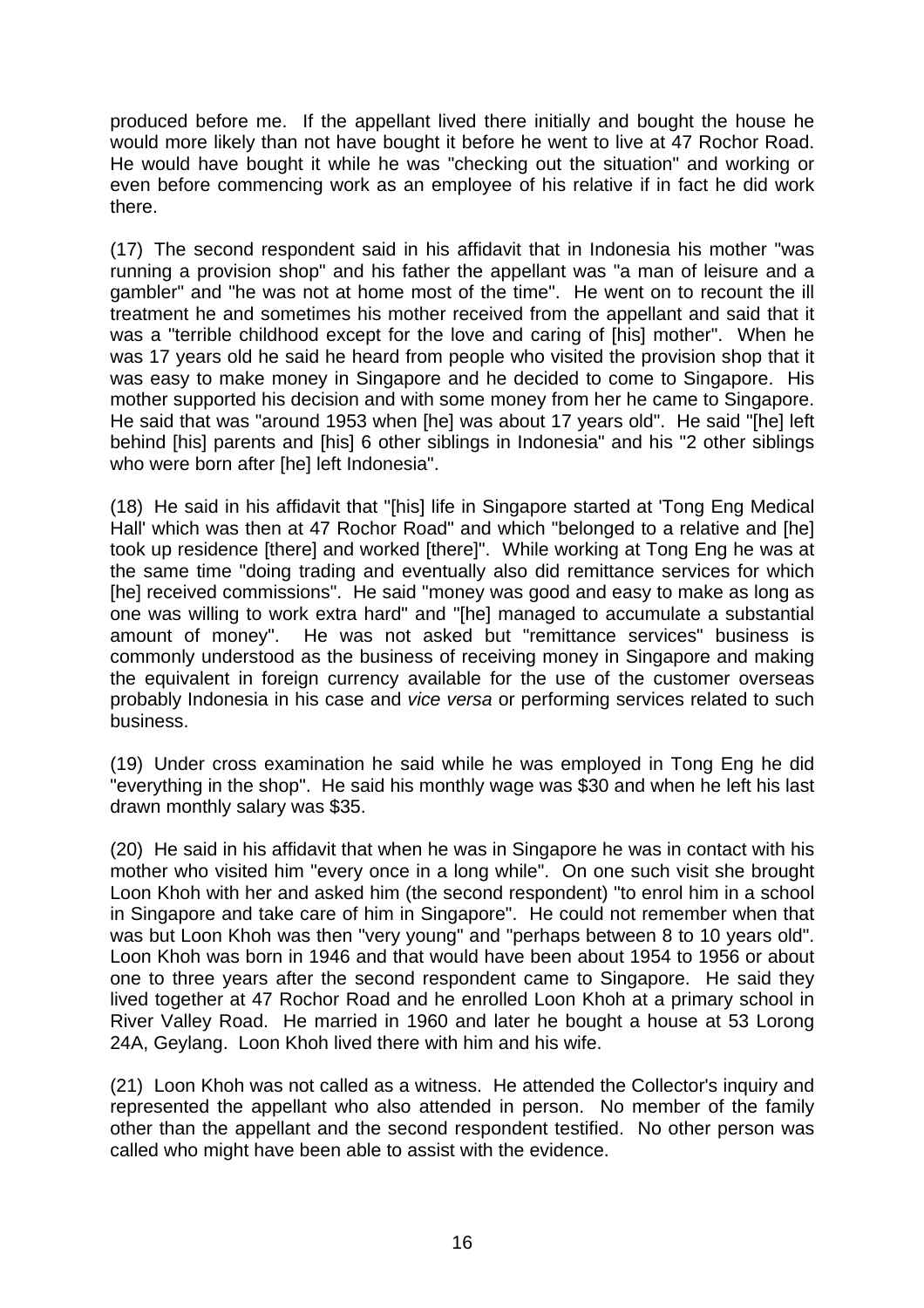produced before me. If the appellant lived there initially and bought the house he would more likely than not have bought it before he went to live at 47 Rochor Road. He would have bought it while he was "checking out the situation" and working or even before commencing work as an employee of his relative if in fact he did work there.

(17) The second respondent said in his affidavit that in Indonesia his mother "was running a provision shop" and his father the appellant was "a man of leisure and a gambler" and "he was not at home most of the time". He went on to recount the ill treatment he and sometimes his mother received from the appellant and said that it was a "terrible childhood except for the love and caring of [his] mother". When he was 17 years old he said he heard from people who visited the provision shop that it was easy to make money in Singapore and he decided to come to Singapore. His mother supported his decision and with some money from her he came to Singapore. He said that was "around 1953 when [he] was about 17 years old". He said "[he] left behind [his] parents and [his] 6 other siblings in Indonesia" and his "2 other siblings who were born after [he] left Indonesia".

(18) He said in his affidavit that "[his] life in Singapore started at 'Tong Eng Medical Hall' which was then at 47 Rochor Road" and which "belonged to a relative and [he] took up residence [there] and worked [there]". While working at Tong Eng he was at the same time "doing trading and eventually also did remittance services for which [he] received commissions". He said "money was good and easy to make as long as one was willing to work extra hard" and "[he] managed to accumulate a substantial amount of money". He was not asked but "remittance services" business is commonly understood as the business of receiving money in Singapore and making the equivalent in foreign currency available for the use of the customer overseas probably Indonesia in his case and *vice versa* or performing services related to such business.

(19) Under cross examination he said while he was employed in Tong Eng he did "everything in the shop". He said his monthly wage was $30 and when he left his last drawn monthly salary was $35.

(20) He said in his affidavit that when he was in Singapore he was in contact with his mother who visited him "every once in a long while". On one such visit she brought Loon Khoh with her and asked him (the second respondent) "to enrol him in a school in Singapore and take care of him in Singapore". He could not remember when that was but Loon Khoh was then "very young" and "perhaps between 8 to 10 years old". Loon Khoh was born in 1946 and that would have been about 1954 to 1956 or about one to three years after the second respondent came to Singapore. He said they lived together at 47 Rochor Road and he enrolled Loon Khoh at a primary school in River Valley Road. He married in 1960 and later he bought a house at 53 Lorong 24A, Geylang. Loon Khoh lived there with him and his wife.

(21) Loon Khoh was not called as a witness. He attended the Collector's inquiry and represented the appellant who also attended in person. No member of the family other than the appellant and the second respondent testified. No other person was called who might have been able to assist with the evidence.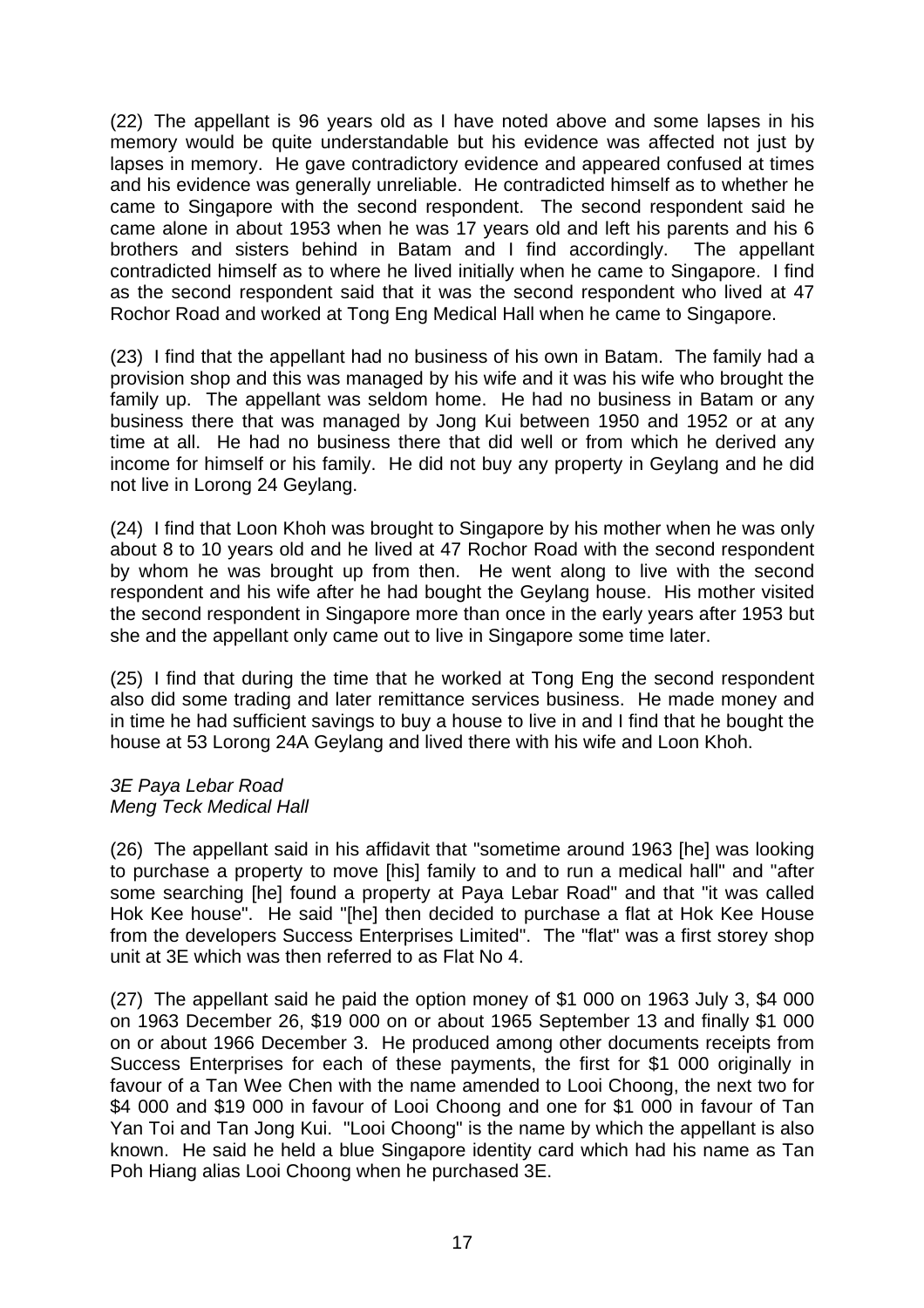(22) The appellant is 96 years old as I have noted above and some lapses in his memory would be quite understandable but his evidence was affected not just by lapses in memory. He gave contradictory evidence and appeared confused at times and his evidence was generally unreliable. He contradicted himself as to whether he came to Singapore with the second respondent. The second respondent said he came alone in about 1953 when he was 17 years old and left his parents and his 6 brothers and sisters behind in Batam and I find accordingly. The appellant contradicted himself as to where he lived initially when he came to Singapore. I find as the second respondent said that it was the second respondent who lived at 47 Rochor Road and worked at Tong Eng Medical Hall when he came to Singapore.

(23) I find that the appellant had no business of his own in Batam. The family had a provision shop and this was managed by his wife and it was his wife who brought the family up. The appellant was seldom home. He had no business in Batam or any business there that was managed by Jong Kui between 1950 and 1952 or at any time at all. He had no business there that did well or from which he derived any income for himself or his family. He did not buy any property in Geylang and he did not live in Lorong 24 Geylang.

(24) I find that Loon Khoh was brought to Singapore by his mother when he was only about 8 to 10 years old and he lived at 47 Rochor Road with the second respondent by whom he was brought up from then. He went along to live with the second respondent and his wife after he had bought the Geylang house. His mother visited the second respondent in Singapore more than once in the early years after 1953 but she and the appellant only came out to live in Singapore some time later.

(25) I find that during the time that he worked at Tong Eng the second respondent also did some trading and later remittance services business. He made money and in time he had sufficient savings to buy a house to live in and I find that he bought the house at 53 Lorong 24A Geylang and lived there with his wife and Loon Khoh.

*3E Paya Lebar Road*
*Meng Teck Medical Hall*

(26) The appellant said in his affidavit that "sometime around 1963 [he] was looking to purchase a property to move [his] family to and to run a medical hall" and "after some searching [he] found a property at Paya Lebar Road" and that "it was called Hok Kee house". He said "[he] then decided to purchase a flat at Hok Kee House from the developers Success Enterprises Limited". The "flat" was a first storey shop unit at 3E which was then referred to as Flat No 4.

(27) The appellant said he paid the option money of $1 000 on 1963 July 3, $4 000 on 1963 December 26, $19 000 on or about 1965 September 13 and finally $1 000 on or about 1966 December 3. He produced among other documents receipts from Success Enterprises for each of these payments, the first for $1 000 originally in favour of a Tan Wee Chen with the name amended to Looi Choong, the next two for $4 000 and $19 000 in favour of Looi Choong and one for $1 000 in favour of Tan Yan Toi and Tan Jong Kui. "Looi Choong" is the name by which the appellant is also known. He said he held a blue Singapore identity card which had his name as Tan Poh Hiang alias Looi Choong when he purchased 3E.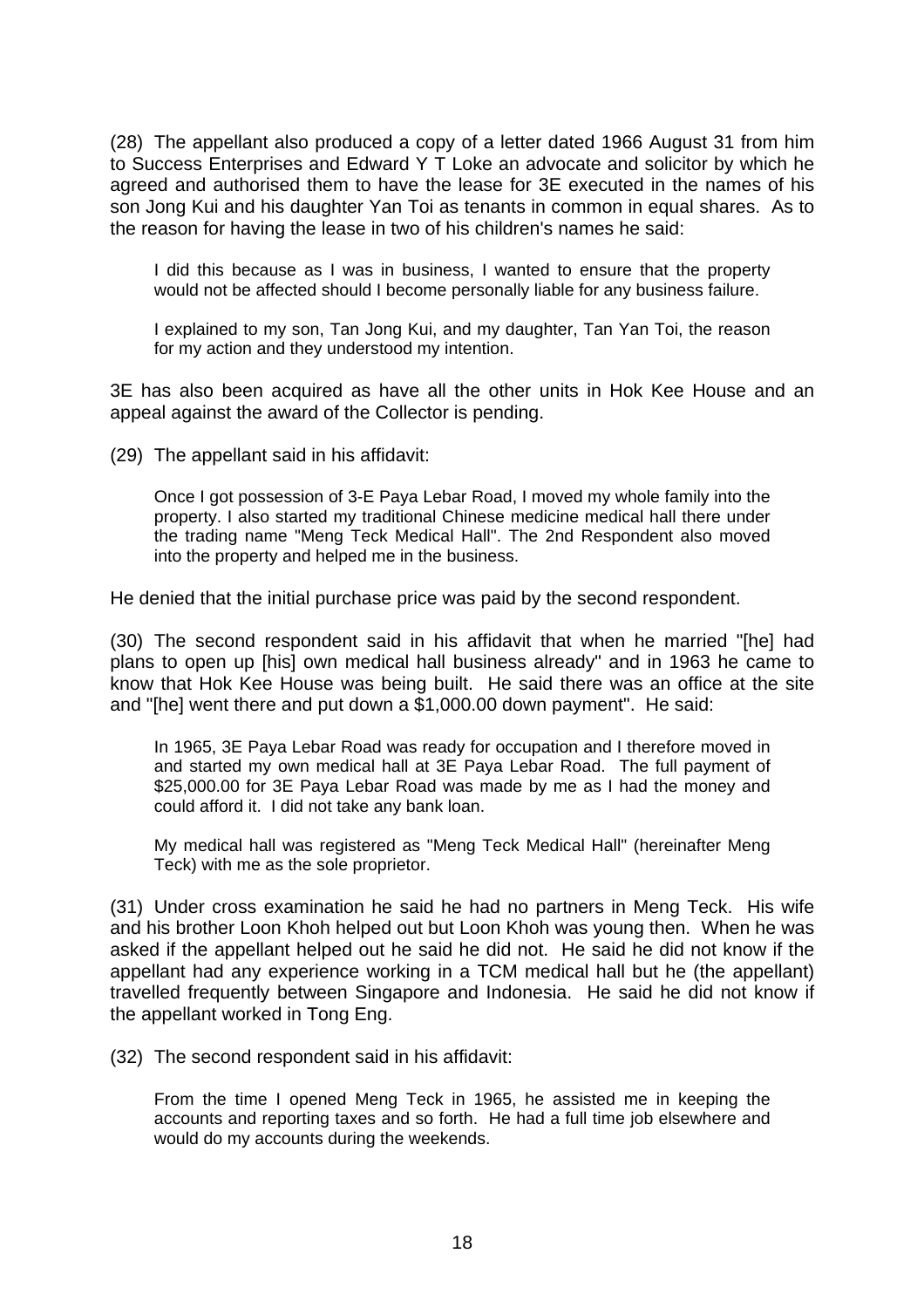(28) The appellant also produced a copy of a letter dated 1966 August 31 from him to Success Enterprises and Edward Y T Loke an advocate and solicitor by which he agreed and authorised them to have the lease for 3E executed in the names of his son Jong Kui and his daughter Yan Toi as tenants in common in equal shares. As to the reason for having the lease in two of his children's names he said:

> I did this because as I was in business, I wanted to ensure that the property would not be affected should I become personally liable for any business failure.
>
> I explained to my son, Tan Jong Kui, and my daughter, Tan Yan Toi, the reason for my action and they understood my intention.

3E has also been acquired as have all the other units in Hok Kee House and an appeal against the award of the Collector is pending.

(29) The appellant said in his affidavit:

> Once I got possession of 3-E Paya Lebar Road, I moved my whole family into the property. I also started my traditional Chinese medicine medical hall there under the trading name "Meng Teck Medical Hall". The 2nd Respondent also moved into the property and helped me in the business.

He denied that the initial purchase price was paid by the second respondent.

(30) The second respondent said in his affidavit that when he married "[he] had plans to open up [his] own medical hall business already" and in 1963 he came to know that Hok Kee House was being built. He said there was an office at the site and "[he] went there and put down a $1,000.00 down payment". He said:

> In 1965, 3E Paya Lebar Road was ready for occupation and I therefore moved in and started my own medical hall at 3E Paya Lebar Road. The full payment of $25,000.00 for 3E Paya Lebar Road was made by me as I had the money and could afford it. I did not take any bank loan.
>
> My medical hall was registered as "Meng Teck Medical Hall" (hereinafter Meng Teck) with me as the sole proprietor.

(31) Under cross examination he said he had no partners in Meng Teck. His wife and his brother Loon Khoh helped out but Loon Khoh was young then. When he was asked if the appellant helped out he said he did not. He said he did not know if the appellant had any experience working in a TCM medical hall but he (the appellant) travelled frequently between Singapore and Indonesia. He said he did not know if the appellant worked in Tong Eng.

(32) The second respondent said in his affidavit:

> From the time I opened Meng Teck in 1965, he assisted me in keeping the accounts and reporting taxes and so forth. He had a full time job elsewhere and would do my accounts during the weekends.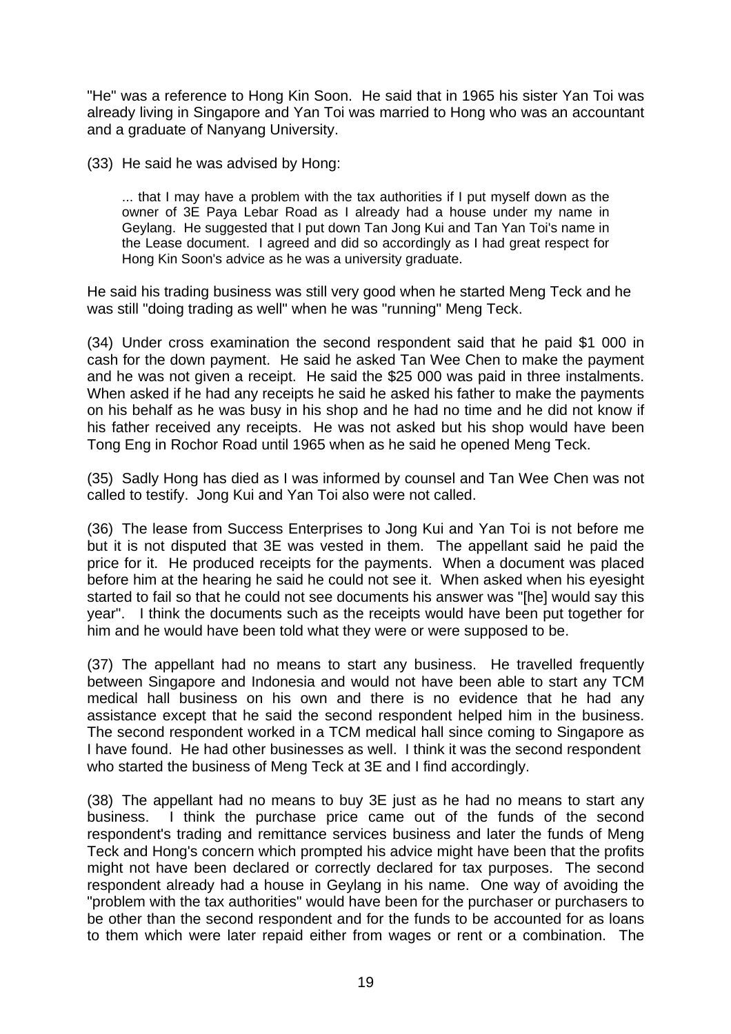"He" was a reference to Hong Kin Soon. He said that in 1965 his sister Yan Toi was already living in Singapore and Yan Toi was married to Hong who was an accountant and a graduate of Nanyang University.

(33) He said he was advised by Hong:

> ... that I may have a problem with the tax authorities if I put myself down as the owner of 3E Paya Lebar Road as I already had a house under my name in Geylang. He suggested that I put down Tan Jong Kui and Tan Yan Toi's name in the Lease document. I agreed and did so accordingly as I had great respect for Hong Kin Soon's advice as he was a university graduate.

He said his trading business was still very good when he started Meng Teck and he was still "doing trading as well" when he was "running" Meng Teck.

(34) Under cross examination the second respondent said that he paid $1 000 in cash for the down payment. He said he asked Tan Wee Chen to make the payment and he was not given a receipt. He said the $25 000 was paid in three instalments. When asked if he had any receipts he said he asked his father to make the payments on his behalf as he was busy in his shop and he had no time and he did not know if his father received any receipts. He was not asked but his shop would have been Tong Eng in Rochor Road until 1965 when as he said he opened Meng Teck.

(35) Sadly Hong has died as I was informed by counsel and Tan Wee Chen was not called to testify. Jong Kui and Yan Toi also were not called.

(36) The lease from Success Enterprises to Jong Kui and Yan Toi is not before me but it is not disputed that 3E was vested in them. The appellant said he paid the price for it. He produced receipts for the payments. When a document was placed before him at the hearing he said he could not see it. When asked when his eyesight started to fail so that he could not see documents his answer was "[he] would say this year". I think the documents such as the receipts would have been put together for him and he would have been told what they were or were supposed to be.

(37) The appellant had no means to start any business. He travelled frequently between Singapore and Indonesia and would not have been able to start any TCM medical hall business on his own and there is no evidence that he had any assistance except that he said the second respondent helped him in the business. The second respondent worked in a TCM medical hall since coming to Singapore as I have found. He had other businesses as well. I think it was the second respondent who started the business of Meng Teck at 3E and I find accordingly.

(38) The appellant had no means to buy 3E just as he had no means to start any business. I think the purchase price came out of the funds of the second respondent's trading and remittance services business and later the funds of Meng Teck and Hong's concern which prompted his advice might have been that the profits might not have been declared or correctly declared for tax purposes. The second respondent already had a house in Geylang in his name. One way of avoiding the "problem with the tax authorities" would have been for the purchaser or purchasers to be other than the second respondent and for the funds to be accounted for as loans to them which were later repaid either from wages or rent or a combination. The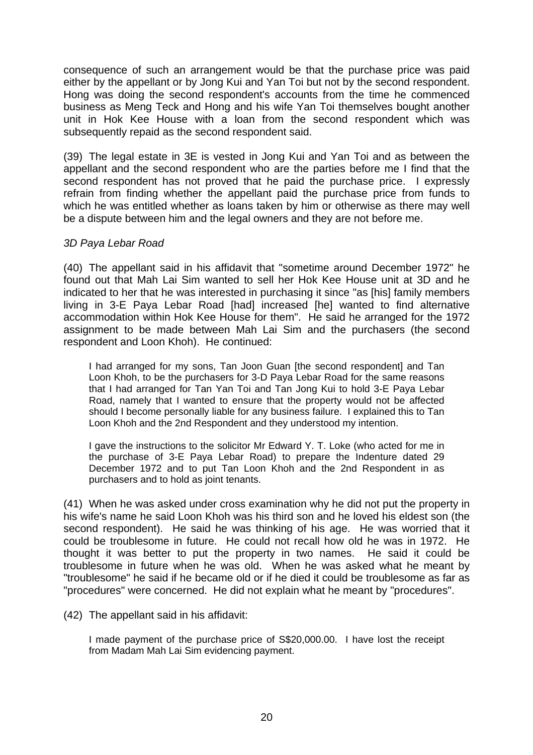consequence of such an arrangement would be that the purchase price was paid either by the appellant or by Jong Kui and Yan Toi but not by the second respondent. Hong was doing the second respondent's accounts from the time he commenced business as Meng Teck and Hong and his wife Yan Toi themselves bought another unit in Hok Kee House with a loan from the second respondent which was subsequently repaid as the second respondent said.

(39) The legal estate in 3E is vested in Jong Kui and Yan Toi and as between the appellant and the second respondent who are the parties before me I find that the second respondent has not proved that he paid the purchase price. I expressly refrain from finding whether the appellant paid the purchase price from funds to which he was entitled whether as loans taken by him or otherwise as there may well be a dispute between him and the legal owners and they are not before me.

*3D Paya Lebar Road*

(40) The appellant said in his affidavit that "sometime around December 1972" he found out that Mah Lai Sim wanted to sell her Hok Kee House unit at 3D and he indicated to her that he was interested in purchasing it since "as [his] family members living in 3-E Paya Lebar Road [had] increased [he] wanted to find alternative accommodation within Hok Kee House for them". He said he arranged for the 1972 assignment to be made between Mah Lai Sim and the purchasers (the second respondent and Loon Khoh). He continued:

> I had arranged for my sons, Tan Joon Guan [the second respondent] and Tan Loon Khoh, to be the purchasers for 3-D Paya Lebar Road for the same reasons that I had arranged for Tan Yan Toi and Tan Jong Kui to hold 3-E Paya Lebar Road, namely that I wanted to ensure that the property would not be affected should I become personally liable for any business failure. I explained this to Tan Loon Khoh and the 2nd Respondent and they understood my intention.
>
> I gave the instructions to the solicitor Mr Edward Y. T. Loke (who acted for me in the purchase of 3-E Paya Lebar Road) to prepare the Indenture dated 29 December 1972 and to put Tan Loon Khoh and the 2nd Respondent in as purchasers and to hold as joint tenants.

(41) When he was asked under cross examination why he did not put the property in his wife's name he said Loon Khoh was his third son and he loved his eldest son (the second respondent). He said he was thinking of his age. He was worried that it could be troublesome in future. He could not recall how old he was in 1972. He thought it was better to put the property in two names. He said it could be troublesome in future when he was old. When he was asked what he meant by "troublesome" he said if he became old or if he died it could be troublesome as far as "procedures" were concerned. He did not explain what he meant by "procedures".

(42) The appellant said in his affidavit:

> I made payment of the purchase price of S$20,000.00. I have lost the receipt from Madam Mah Lai Sim evidencing payment.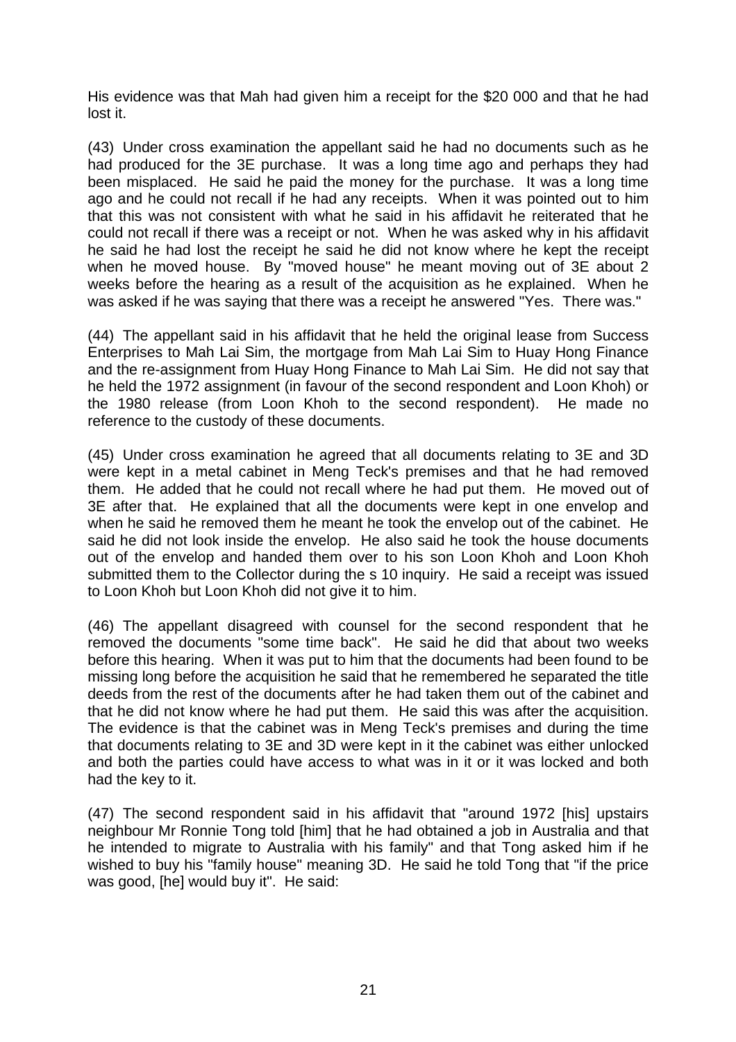His evidence was that Mah had given him a receipt for the $20 000 and that he had lost it.

(43) Under cross examination the appellant said he had no documents such as he had produced for the 3E purchase. It was a long time ago and perhaps they had been misplaced. He said he paid the money for the purchase. It was a long time ago and he could not recall if he had any receipts. When it was pointed out to him that this was not consistent with what he said in his affidavit he reiterated that he could not recall if there was a receipt or not. When he was asked why in his affidavit he said he had lost the receipt he said he did not know where he kept the receipt when he moved house. By "moved house" he meant moving out of 3E about 2 weeks before the hearing as a result of the acquisition as he explained. When he was asked if he was saying that there was a receipt he answered "Yes. There was."

(44) The appellant said in his affidavit that he held the original lease from Success Enterprises to Mah Lai Sim, the mortgage from Mah Lai Sim to Huay Hong Finance and the re-assignment from Huay Hong Finance to Mah Lai Sim. He did not say that he held the 1972 assignment (in favour of the second respondent and Loon Khoh) or the 1980 release (from Loon Khoh to the second respondent). He made no reference to the custody of these documents.

(45) Under cross examination he agreed that all documents relating to 3E and 3D were kept in a metal cabinet in Meng Teck's premises and that he had removed them. He added that he could not recall where he had put them. He moved out of 3E after that. He explained that all the documents were kept in one envelop and when he said he removed them he meant he took the envelop out of the cabinet. He said he did not look inside the envelop. He also said he took the house documents out of the envelop and handed them over to his son Loon Khoh and Loon Khoh submitted them to the Collector during the s 10 inquiry. He said a receipt was issued to Loon Khoh but Loon Khoh did not give it to him.

(46) The appellant disagreed with counsel for the second respondent that he removed the documents "some time back". He said he did that about two weeks before this hearing. When it was put to him that the documents had been found to be missing long before the acquisition he said that he remembered he separated the title deeds from the rest of the documents after he had taken them out of the cabinet and that he did not know where he had put them. He said this was after the acquisition. The evidence is that the cabinet was in Meng Teck's premises and during the time that documents relating to 3E and 3D were kept in it the cabinet was either unlocked and both the parties could have access to what was in it or it was locked and both had the key to it.

(47) The second respondent said in his affidavit that "around 1972 [his] upstairs neighbour Mr Ronnie Tong told [him] that he had obtained a job in Australia and that he intended to migrate to Australia with his family" and that Tong asked him if he wished to buy his "family house" meaning 3D. He said he told Tong that "if the price was good, [he] would buy it". He said: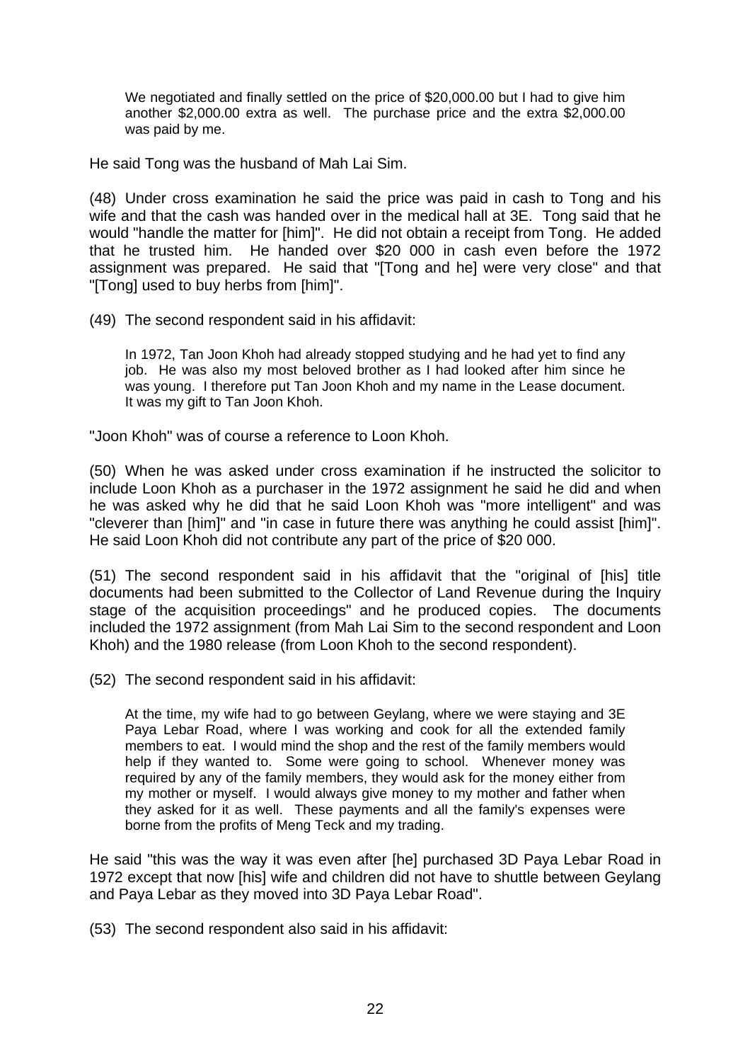> We negotiated and finally settled on the price of $20,000.00 but I had to give him another $2,000.00 extra as well. The purchase price and the extra $2,000.00 was paid by me.

He said Tong was the husband of Mah Lai Sim.

(48) Under cross examination he said the price was paid in cash to Tong and his wife and that the cash was handed over in the medical hall at 3E. Tong said that he would "handle the matter for [him]". He did not obtain a receipt from Tong. He added that he trusted him. He handed over $20 000 in cash even before the 1972 assignment was prepared. He said that "[Tong and he] were very close" and that "[Tong] used to buy herbs from [him]".

(49) The second respondent said in his affidavit:

> In 1972, Tan Joon Khoh had already stopped studying and he had yet to find any job. He was also my most beloved brother as I had looked after him since he was young. I therefore put Tan Joon Khoh and my name in the Lease document. It was my gift to Tan Joon Khoh.

"Joon Khoh" was of course a reference to Loon Khoh.

(50) When he was asked under cross examination if he instructed the solicitor to include Loon Khoh as a purchaser in the 1972 assignment he said he did and when he was asked why he did that he said Loon Khoh was "more intelligent" and was "cleverer than [him]" and "in case in future there was anything he could assist [him]". He said Loon Khoh did not contribute any part of the price of $20 000.

(51) The second respondent said in his affidavit that the "original of [his] title documents had been submitted to the Collector of Land Revenue during the Inquiry stage of the acquisition proceedings" and he produced copies. The documents included the 1972 assignment (from Mah Lai Sim to the second respondent and Loon Khoh) and the 1980 release (from Loon Khoh to the second respondent).

(52) The second respondent said in his affidavit:

> At the time, my wife had to go between Geylang, where we were staying and 3E Paya Lebar Road, where I was working and cook for all the extended family members to eat. I would mind the shop and the rest of the family members would help if they wanted to. Some were going to school. Whenever money was required by any of the family members, they would ask for the money either from my mother or myself. I would always give money to my mother and father when they asked for it as well. These payments and all the family's expenses were borne from the profits of Meng Teck and my trading.

He said "this was the way it was even after [he] purchased 3D Paya Lebar Road in 1972 except that now [his] wife and children did not have to shuttle between Geylang and Paya Lebar as they moved into 3D Paya Lebar Road".

(53) The second respondent also said in his affidavit: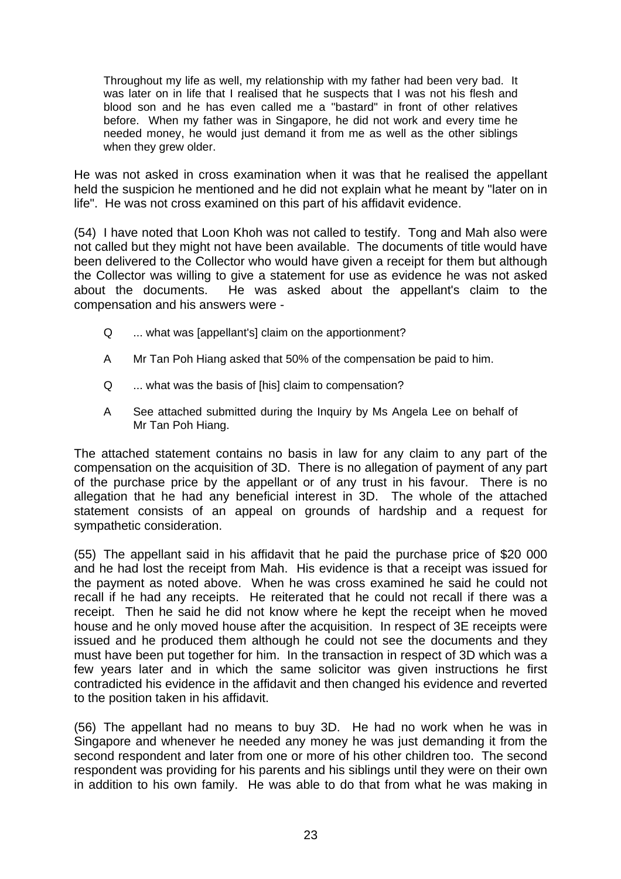> Throughout my life as well, my relationship with my father had been very bad. It was later on in life that I realised that he suspects that I was not his flesh and blood son and he has even called me a "bastard" in front of other relatives before. When my father was in Singapore, he did not work and every time he needed money, he would just demand it from me as well as the other siblings when they grew older.

He was not asked in cross examination when it was that he realised the appellant held the suspicion he mentioned and he did not explain what he meant by "later on in life". He was not cross examined on this part of his affidavit evidence.

(54) I have noted that Loon Khoh was not called to testify. Tong and Mah also were not called but they might not have been available. The documents of title would have been delivered to the Collector who would have given a receipt for them but although the Collector was willing to give a statement for use as evidence he was not asked about the documents. He was asked about the appellant's claim to the compensation and his answers were -

> Q ... what was [appellant's] claim on the apportionment?
>
> A Mr Tan Poh Hiang asked that 50% of the compensation be paid to him.
>
> Q ... what was the basis of [his] claim to compensation?
>
> A See attached submitted during the Inquiry by Ms Angela Lee on behalf of Mr Tan Poh Hiang.

The attached statement contains no basis in law for any claim to any part of the compensation on the acquisition of 3D. There is no allegation of payment of any part of the purchase price by the appellant or of any trust in his favour. There is no allegation that he had any beneficial interest in 3D. The whole of the attached statement consists of an appeal on grounds of hardship and a request for sympathetic consideration.

(55) The appellant said in his affidavit that he paid the purchase price of $20 000 and he had lost the receipt from Mah. His evidence is that a receipt was issued for the payment as noted above. When he was cross examined he said he could not recall if he had any receipts. He reiterated that he could not recall if there was a receipt. Then he said he did not know where he kept the receipt when he moved house and he only moved house after the acquisition. In respect of 3E receipts were issued and he produced them although he could not see the documents and they must have been put together for him. In the transaction in respect of 3D which was a few years later and in which the same solicitor was given instructions he first contradicted his evidence in the affidavit and then changed his evidence and reverted to the position taken in his affidavit.

(56) The appellant had no means to buy 3D. He had no work when he was in Singapore and whenever he needed any money he was just demanding it from the second respondent and later from one or more of his other children too. The second respondent was providing for his parents and his siblings until they were on their own in addition to his own family. He was able to do that from what he was making in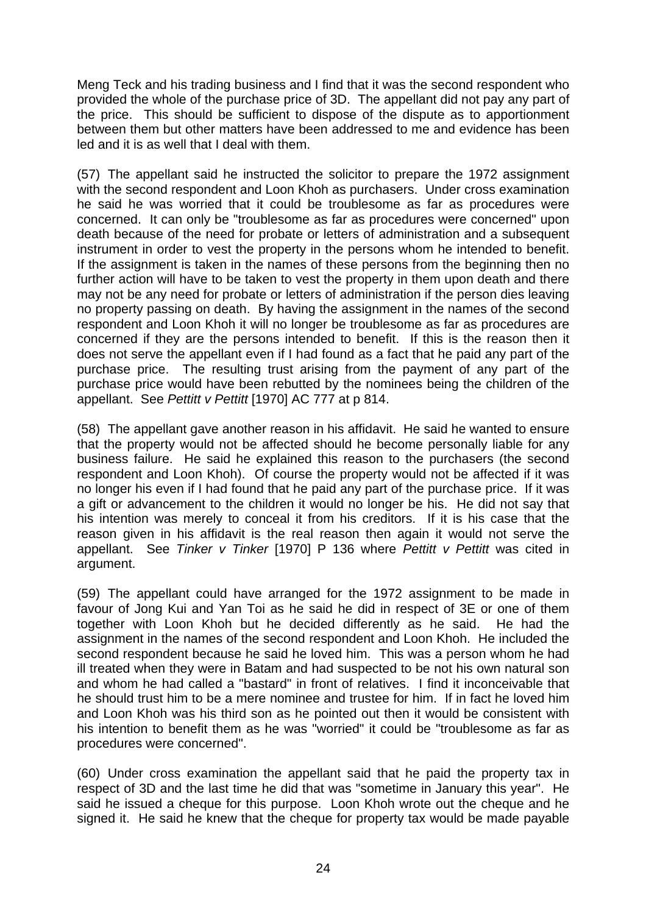Meng Teck and his trading business and I find that it was the second respondent who provided the whole of the purchase price of 3D. The appellant did not pay any part of the price. This should be sufficient to dispose of the dispute as to apportionment between them but other matters have been addressed to me and evidence has been led and it is as well that I deal with them.

(57) The appellant said he instructed the solicitor to prepare the 1972 assignment with the second respondent and Loon Khoh as purchasers. Under cross examination he said he was worried that it could be troublesome as far as procedures were concerned. It can only be "troublesome as far as procedures were concerned" upon death because of the need for probate or letters of administration and a subsequent instrument in order to vest the property in the persons whom he intended to benefit. If the assignment is taken in the names of these persons from the beginning then no further action will have to be taken to vest the property in them upon death and there may not be any need for probate or letters of administration if the person dies leaving no property passing on death. By having the assignment in the names of the second respondent and Loon Khoh it will no longer be troublesome as far as procedures are concerned if they are the persons intended to benefit. If this is the reason then it does not serve the appellant even if I had found as a fact that he paid any part of the purchase price. The resulting trust arising from the payment of any part of the purchase price would have been rebutted by the nominees being the children of the appellant. See *Pettitt v Pettitt* [1970] AC 777 at p 814.

(58) The appellant gave another reason in his affidavit. He said he wanted to ensure that the property would not be affected should he become personally liable for any business failure. He said he explained this reason to the purchasers (the second respondent and Loon Khoh). Of course the property would not be affected if it was no longer his even if I had found that he paid any part of the purchase price. If it was a gift or advancement to the children it would no longer be his. He did not say that his intention was merely to conceal it from his creditors. If it is his case that the reason given in his affidavit is the real reason then again it would not serve the appellant. See *Tinker v Tinker* [1970] P 136 where *Pettitt v Pettitt* was cited in argument.

(59) The appellant could have arranged for the 1972 assignment to be made in favour of Jong Kui and Yan Toi as he said he did in respect of 3E or one of them together with Loon Khoh but he decided differently as he said. He had the assignment in the names of the second respondent and Loon Khoh. He included the second respondent because he said he loved him. This was a person whom he had ill treated when they were in Batam and had suspected to be not his own natural son and whom he had called a "bastard" in front of relatives. I find it inconceivable that he should trust him to be a mere nominee and trustee for him. If in fact he loved him and Loon Khoh was his third son as he pointed out then it would be consistent with his intention to benefit them as he was "worried" it could be "troublesome as far as procedures were concerned".

(60) Under cross examination the appellant said that he paid the property tax in respect of 3D and the last time he did that was "sometime in January this year". He said he issued a cheque for this purpose. Loon Khoh wrote out the cheque and he signed it. He said he knew that the cheque for property tax would be made payable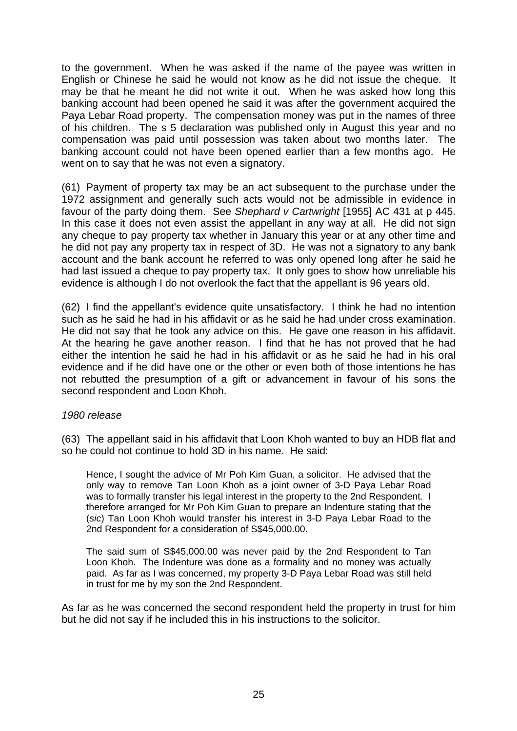to the government. When he was asked if the name of the payee was written in English or Chinese he said he would not know as he did not issue the cheque. It may be that he meant he did not write it out. When he was asked how long this banking account had been opened he said it was after the government acquired the Paya Lebar Road property. The compensation money was put in the names of three of his children. The s 5 declaration was published only in August this year and no compensation was paid until possession was taken about two months later. The banking account could not have been opened earlier than a few months ago. He went on to say that he was not even a signatory.

(61) Payment of property tax may be an act subsequent to the purchase under the 1972 assignment and generally such acts would not be admissible in evidence in favour of the party doing them. See *Shephard v Cartwright* [1955] AC 431 at p 445. In this case it does not even assist the appellant in any way at all. He did not sign any cheque to pay property tax whether in January this year or at any other time and he did not pay any property tax in respect of 3D. He was not a signatory to any bank account and the bank account he referred to was only opened long after he said he had last issued a cheque to pay property tax. It only goes to show how unreliable his evidence is although I do not overlook the fact that the appellant is 96 years old.

(62) I find the appellant's evidence quite unsatisfactory. I think he had no intention such as he said he had in his affidavit or as he said he had under cross examination. He did not say that he took any advice on this. He gave one reason in his affidavit. At the hearing he gave another reason. I find that he has not proved that he had either the intention he said he had in his affidavit or as he said he had in his oral evidence and if he did have one or the other or even both of those intentions he has not rebutted the presumption of a gift or advancement in favour of his sons the second respondent and Loon Khoh.

*1980 release*

(63) The appellant said in his affidavit that Loon Khoh wanted to buy an HDB flat and so he could not continue to hold 3D in his name. He said:

> Hence, I sought the advice of Mr Poh Kim Guan, a solicitor. He advised that the only way to remove Tan Loon Khoh as a joint owner of 3-D Paya Lebar Road was to formally transfer his legal interest in the property to the 2nd Respondent. I therefore arranged for Mr Poh Kim Guan to prepare an Indenture stating that the (*sic*) Tan Loon Khoh would transfer his interest in 3-D Paya Lebar Road to the 2nd Respondent for a consideration of S$45,000.00.
>
> The said sum of S$45,000.00 was never paid by the 2nd Respondent to Tan Loon Khoh. The Indenture was done as a formality and no money was actually paid. As far as I was concerned, my property 3-D Paya Lebar Road was still held in trust for me by my son the 2nd Respondent.

As far as he was concerned the second respondent held the property in trust for him but he did not say if he included this in his instructions to the solicitor.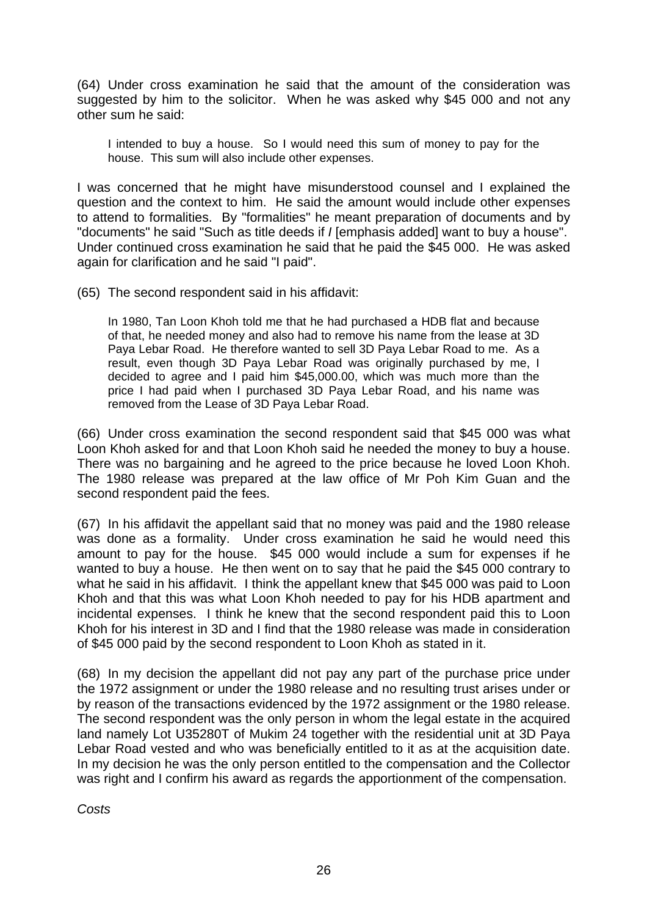(64) Under cross examination he said that the amount of the consideration was suggested by him to the solicitor. When he was asked why $45 000 and not any other sum he said:

> I intended to buy a house. So I would need this sum of money to pay for the house. This sum will also include other expenses.

I was concerned that he might have misunderstood counsel and I explained the question and the context to him. He said the amount would include other expenses to attend to formalities. By "formalities" he meant preparation of documents and by "documents" he said "Such as title deeds if ***I*** [emphasis added] want to buy a house". Under continued cross examination he said that he paid the $45 000. He was asked again for clarification and he said "I paid".

(65) The second respondent said in his affidavit:

> In 1980, Tan Loon Khoh told me that he had purchased a HDB flat and because of that, he needed money and also had to remove his name from the lease at 3D Paya Lebar Road. He therefore wanted to sell 3D Paya Lebar Road to me. As a result, even though 3D Paya Lebar Road was originally purchased by me, I decided to agree and I paid him $45,000.00, which was much more than the price I had paid when I purchased 3D Paya Lebar Road, and his name was removed from the Lease of 3D Paya Lebar Road.

(66) Under cross examination the second respondent said that $45 000 was what Loon Khoh asked for and that Loon Khoh said he needed the money to buy a house. There was no bargaining and he agreed to the price because he loved Loon Khoh. The 1980 release was prepared at the law office of Mr Poh Kim Guan and the second respondent paid the fees.

(67) In his affidavit the appellant said that no money was paid and the 1980 release was done as a formality. Under cross examination he said he would need this amount to pay for the house. $45 000 would include a sum for expenses if he wanted to buy a house. He then went on to say that he paid the $45 000 contrary to what he said in his affidavit. I think the appellant knew that $45 000 was paid to Loon Khoh and that this was what Loon Khoh needed to pay for his HDB apartment and incidental expenses. I think he knew that the second respondent paid this to Loon Khoh for his interest in 3D and I find that the 1980 release was made in consideration of $45 000 paid by the second respondent to Loon Khoh as stated in it.

(68) In my decision the appellant did not pay any part of the purchase price under the 1972 assignment or under the 1980 release and no resulting trust arises under or by reason of the transactions evidenced by the 1972 assignment or the 1980 release. The second respondent was the only person in whom the legal estate in the acquired land namely Lot U35280T of Mukim 24 together with the residential unit at 3D Paya Lebar Road vested and who was beneficially entitled to it as at the acquisition date. In my decision he was the only person entitled to the compensation and the Collector was right and I confirm his award as regards the apportionment of the compensation.

*Costs*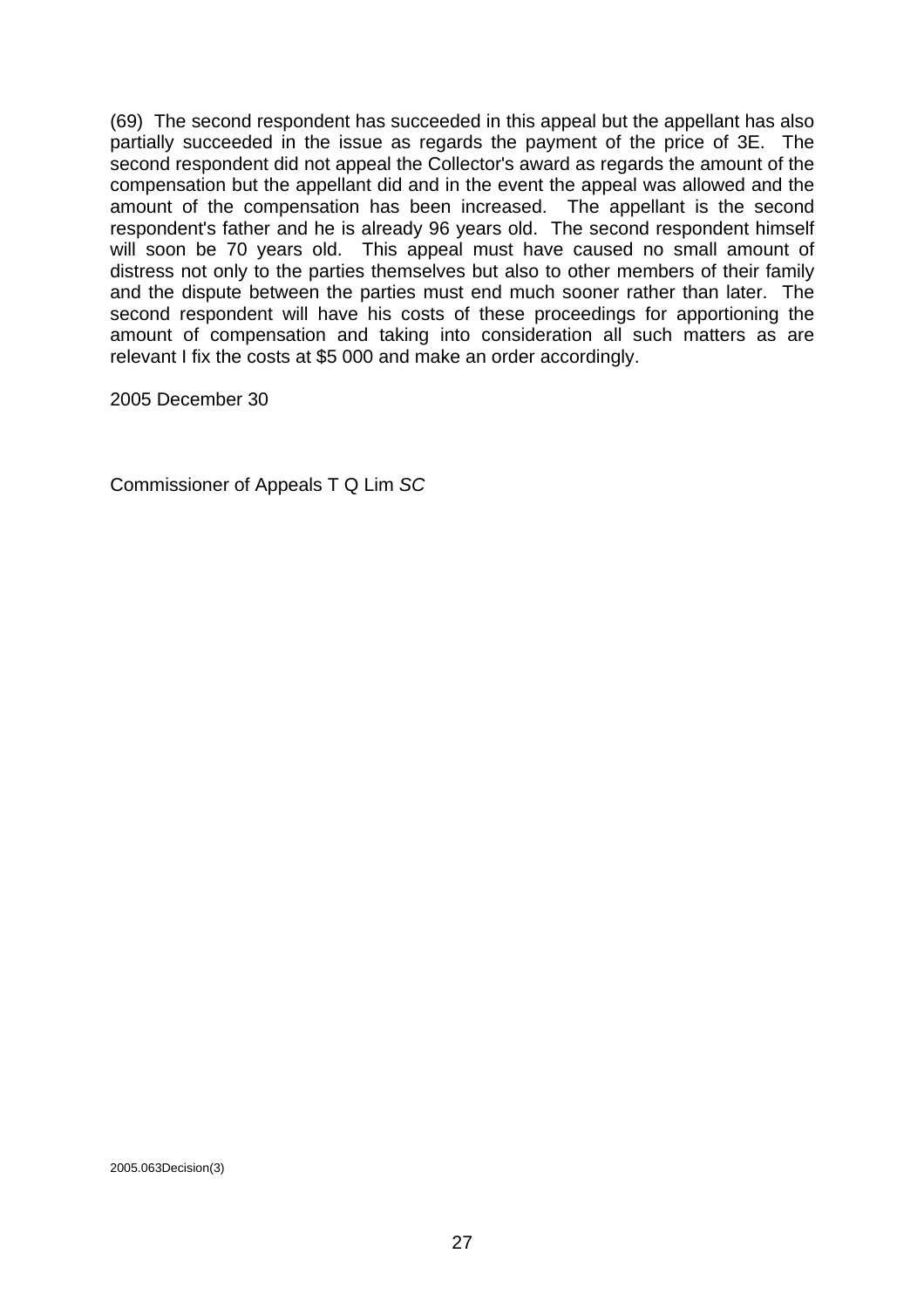(69) The second respondent has succeeded in this appeal but the appellant has also partially succeeded in the issue as regards the payment of the price of 3E. The second respondent did not appeal the Collector's award as regards the amount of the compensation but the appellant did and in the event the appeal was allowed and the amount of the compensation has been increased. The appellant is the second respondent's father and he is already 96 years old. The second respondent himself will soon be 70 years old. This appeal must have caused no small amount of distress not only to the parties themselves but also to other members of their family and the dispute between the parties must end much sooner rather than later. The second respondent will have his costs of these proceedings for apportioning the amount of compensation and taking into consideration all such matters as are relevant I fix the costs at $5 000 and make an order accordingly.

2005 December 30

Commissioner of Appeals T Q Lim *SC*

2005.063Decision(3)